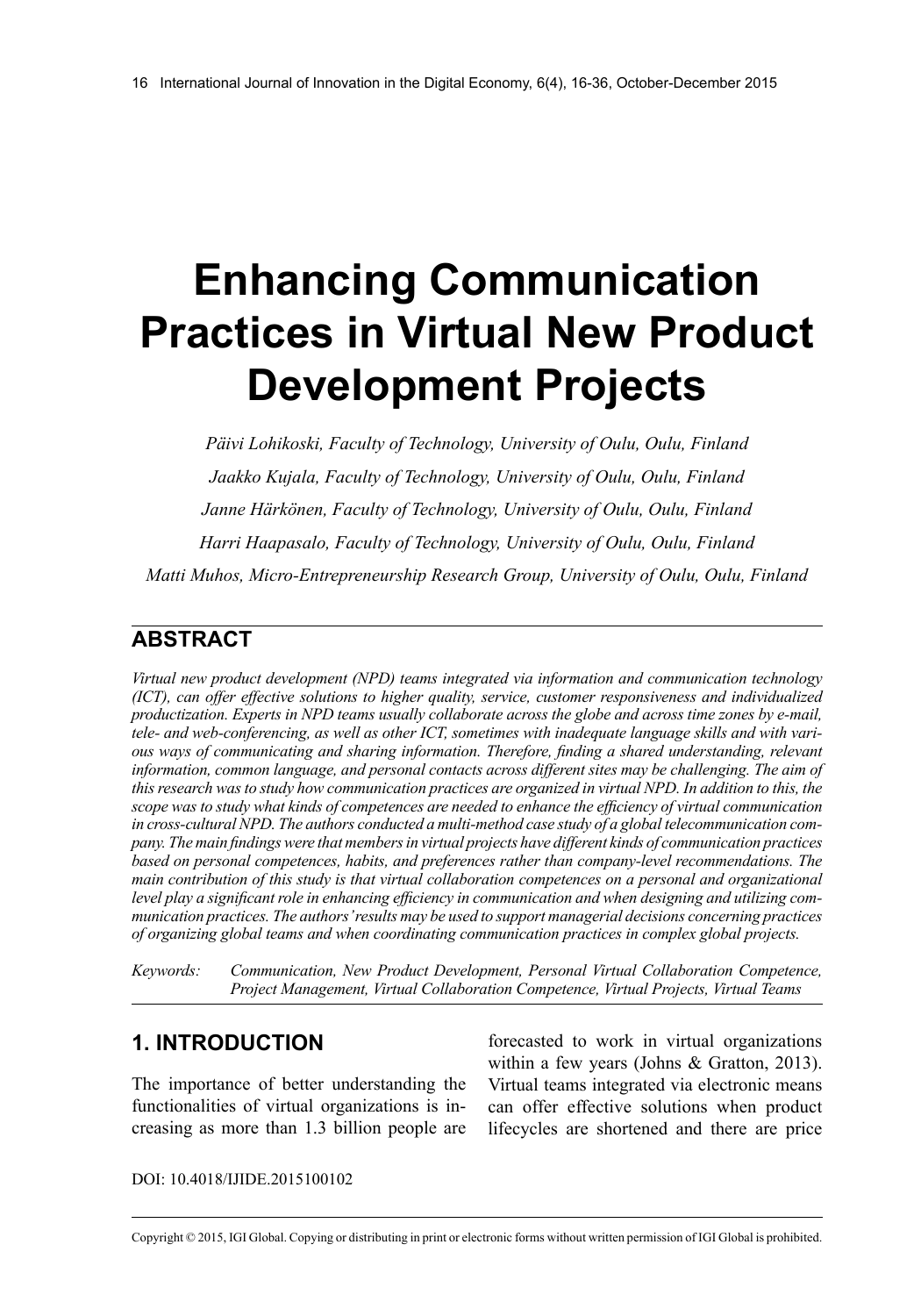# Enhancing Communication Practices in Virtual New Product Development Projects

*Päivi Lohikoski, Faculty of Technology, University of Oulu, Oulu, Finland*

*Jaakko Kujala, Faculty of Technology, University of Oulu, Oulu, Finland*

*Janne Härkönen, Faculty of Technology, University of Oulu, Oulu, Finland*

*Harri Haapasalo, Faculty of Technology, University of Oulu, Oulu, Finland*

*Matti Muhos, Micro-Entrepreneurship Research Group, University of Oulu, Oulu, Finland*

## ABSTRACT

*Virtual new product development (NPD) teams integrated via information and communication technology (ICT), can offer effective solutions to higher quality, service, customer responsiveness and individualized productization. Experts in NPD teams usually collaborate across the globe and across time zones by e-mail, tele- and web-conferencing, as well as other ICT, sometimes with inadequate language skills and with various ways of communicating and sharing information. Therefore, finding a shared understanding, relevant information, common language, and personal contacts across different sites may be challenging. The aim of this research was to study how communication practices are organized in virtual NPD. In addition to this, the scope was to study what kinds of competences are needed to enhance the efficiency of virtual communication in cross-cultural NPD. The authors conducted a multi-method case study of a global telecommunication company. The main findings were that members in virtual projects have different kinds of communication practices based on personal competences, habits, and preferences rather than company-level recommendations. The main contribution of this study is that virtual collaboration competences on a personal and organizational level play a significant role in enhancing efficiency in communication and when designing and utilizing communication practices. The authors' results may be used to support managerial decisions concerning practices of organizing global teams and when coordinating communication practices in complex global projects.*

*Keywords:* *Communication, New Product Development, Personal Virtual Collaboration Competence, Project Management, Virtual Collaboration Competence, Virtual Projects, Virtual Teams*

## 1. INTRODUCTION

The importance of better understanding the functionalities of virtual organizations is increasing as more than 1.3 billion people are forecasted to work in virtual organizations within a few years (Johns & Gratton, 2013). Virtual teams integrated via electronic means can offer effective solutions when product lifecycles are shortened and there are price

DOI: 10.4018/IJIDE.2015100102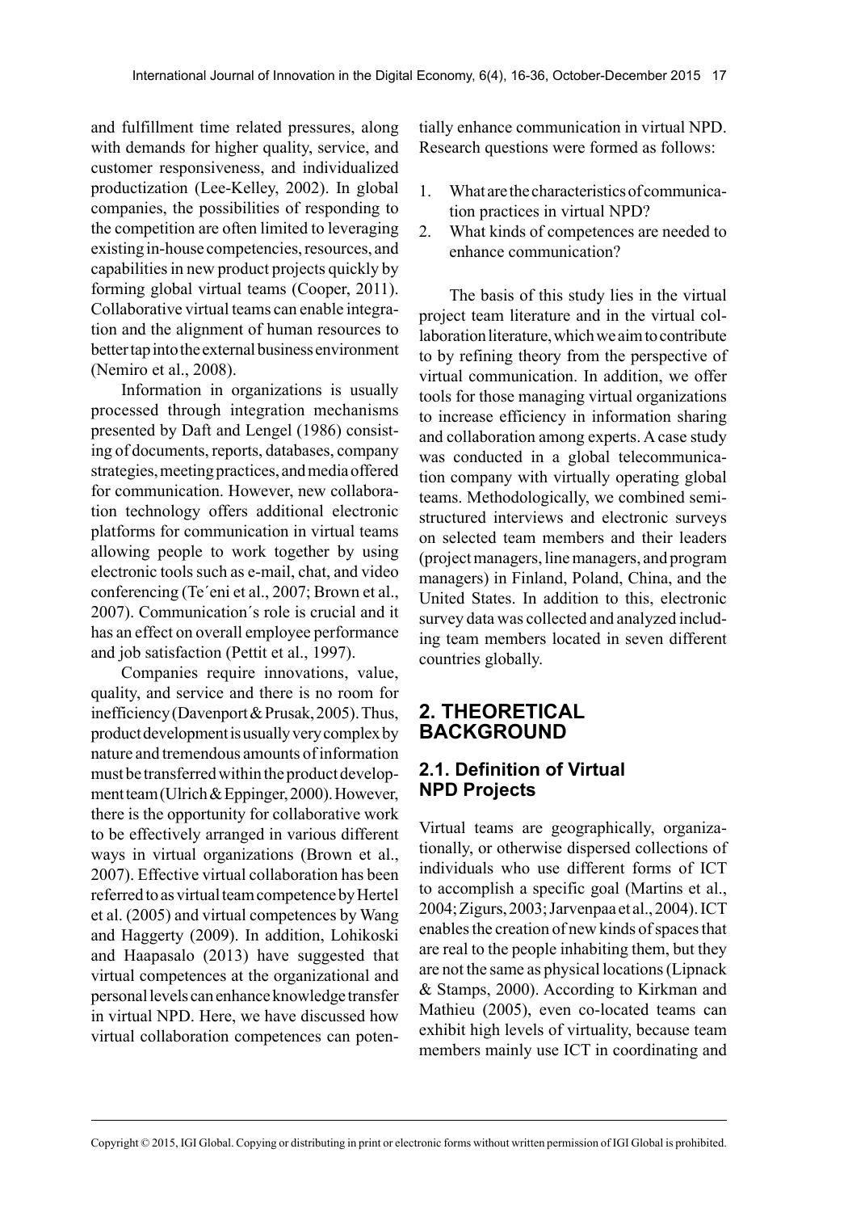and fulfillment time related pressures, along with demands for higher quality, service, and customer responsiveness, and individualized productization (Lee-Kelley, 2002). In global companies, the possibilities of responding to the competition are often limited to leveraging existing in-house competencies, resources, and capabilities in new product projects quickly by forming global virtual teams (Cooper, 2011). Collaborative virtual teams can enable integration and the alignment of human resources to better tap into the external business environment (Nemiro et al., 2008).

Information in organizations is usually processed through integration mechanisms presented by Daft and Lengel (1986) consisting of documents, reports, databases, company strategies, meeting practices, and media offered for communication. However, new collaboration technology offers additional electronic platforms for communication in virtual teams allowing people to work together by using electronic tools such as e-mail, chat, and video conferencing (Te´eni et al., 2007; Brown et al., 2007). Communication´s role is crucial and it has an effect on overall employee performance and job satisfaction (Pettit et al., 1997).

Companies require innovations, value, quality, and service and there is no room for inefficiency (Davenport & Prusak, 2005). Thus, product development is usually very complex by nature and tremendous amounts of information must be transferred within the product development team (Ulrich & Eppinger, 2000). However, there is the opportunity for collaborative work to be effectively arranged in various different ways in virtual organizations (Brown et al., 2007). Effective virtual collaboration has been referred to as virtual team competence by Hertel et al. (2005) and virtual competences by Wang and Haggerty (2009). In addition, Lohikoski and Haapasalo (2013) have suggested that virtual competences at the organizational and personal levels can enhance knowledge transfer in virtual NPD. Here, we have discussed how virtual collaboration competences can potentially enhance communication in virtual NPD. Research questions were formed as follows:

1. What are the characteristics of communication practices in virtual NPD?
2. What kinds of competences are needed to enhance communication?

The basis of this study lies in the virtual project team literature and in the virtual collaboration literature, which we aim to contribute to by refining theory from the perspective of virtual communication. In addition, we offer tools for those managing virtual organizations to increase efficiency in information sharing and collaboration among experts. A case study was conducted in a global telecommunication company with virtually operating global teams. Methodologically, we combined semi-structured interviews and electronic surveys on selected team members and their leaders (project managers, line managers, and program managers) in Finland, Poland, China, and the United States. In addition to this, electronic survey data was collected and analyzed including team members located in seven different countries globally.

## 2. THEORETICAL BACKGROUND

### 2.1. Definition of Virtual NPD Projects

Virtual teams are geographically, organizationally, or otherwise dispersed collections of individuals who use different forms of ICT to accomplish a specific goal (Martins et al., 2004; Zigurs, 2003; Jarvenpaa et al., 2004). ICT enables the creation of new kinds of spaces that are real to the people inhabiting them, but they are not the same as physical locations (Lipnack & Stamps, 2000). According to Kirkman and Mathieu (2005), even co-located teams can exhibit high levels of virtuality, because team members mainly use ICT in coordinating and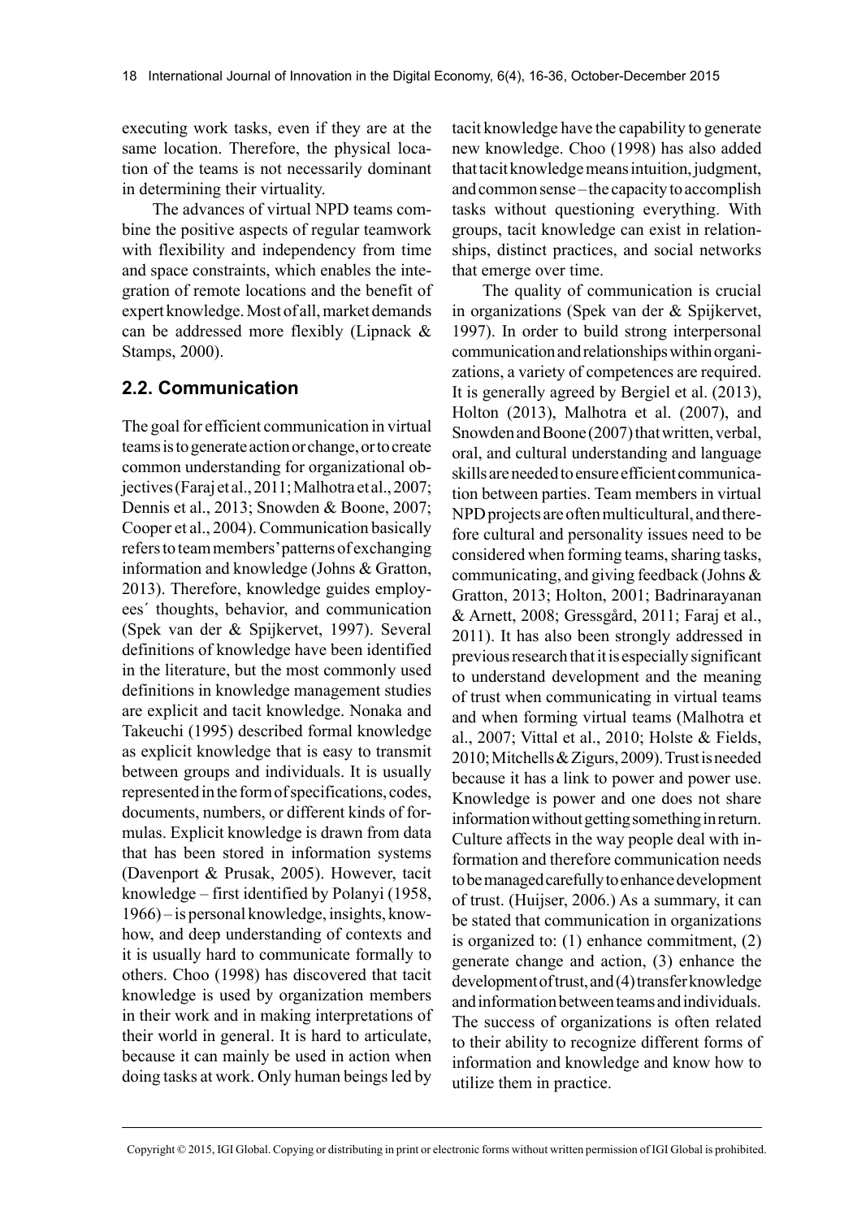executing work tasks, even if they are at the same location. Therefore, the physical location of the teams is not necessarily dominant in determining their virtuality.

The advances of virtual NPD teams combine the positive aspects of regular teamwork with flexibility and independency from time and space constraints, which enables the integration of remote locations and the benefit of expert knowledge. Most of all, market demands can be addressed more flexibly (Lipnack & Stamps, 2000).

## 2.2. Communication

The goal for efficient communication in virtual teams is to generate action or change, or to create common understanding for organizational objectives (Faraj et al., 2011; Malhotra et al., 2007; Dennis et al., 2013; Snowden & Boone, 2007; Cooper et al., 2004). Communication basically refers to team members' patterns of exchanging information and knowledge (Johns & Gratton, 2013). Therefore, knowledge guides employees´ thoughts, behavior, and communication (Spek van der & Spijkervet, 1997). Several definitions of knowledge have been identified in the literature, but the most commonly used definitions in knowledge management studies are explicit and tacit knowledge. Nonaka and Takeuchi (1995) described formal knowledge as explicit knowledge that is easy to transmit between groups and individuals. It is usually represented in the form of specifications, codes, documents, numbers, or different kinds of formulas. Explicit knowledge is drawn from data that has been stored in information systems (Davenport & Prusak, 2005). However, tacit knowledge – first identified by Polanyi (1958, 1966) – is personal knowledge, insights, know-how, and deep understanding of contexts and it is usually hard to communicate formally to others. Choo (1998) has discovered that tacit knowledge is used by organization members in their work and in making interpretations of their world in general. It is hard to articulate, because it can mainly be used in action when doing tasks at work. Only human beings led by tacit knowledge have the capability to generate new knowledge. Choo (1998) has also added that tacit knowledge means intuition, judgment, and common sense – the capacity to accomplish tasks without questioning everything. With groups, tacit knowledge can exist in relationships, distinct practices, and social networks that emerge over time.

The quality of communication is crucial in organizations (Spek van der & Spijkervet, 1997). In order to build strong interpersonal communication and relationships within organizations, a variety of competences are required. It is generally agreed by Bergiel et al. (2013), Holton (2013), Malhotra et al. (2007), and Snowden and Boone (2007) that written, verbal, oral, and cultural understanding and language skills are needed to ensure efficient communication between parties. Team members in virtual NPD projects are often multicultural, and therefore cultural and personality issues need to be considered when forming teams, sharing tasks, communicating, and giving feedback (Johns & Gratton, 2013; Holton, 2001; Badrinarayanan & Arnett, 2008; Gressgård, 2011; Faraj et al., 2011). It has also been strongly addressed in previous research that it is especially significant to understand development and the meaning of trust when communicating in virtual teams and when forming virtual teams (Malhotra et al., 2007; Vittal et al., 2010; Holste & Fields, 2010; Mitchells & Zigurs, 2009). Trust is needed because it has a link to power and power use. Knowledge is power and one does not share information without getting something in return. Culture affects in the way people deal with information and therefore communication needs to be managed carefully to enhance development of trust. (Huijser, 2006.) As a summary, it can be stated that communication in organizations is organized to: (1) enhance commitment, (2) generate change and action, (3) enhance the development of trust, and (4) transfer knowledge and information between teams and individuals. The success of organizations is often related to their ability to recognize different forms of information and knowledge and know how to utilize them in practice.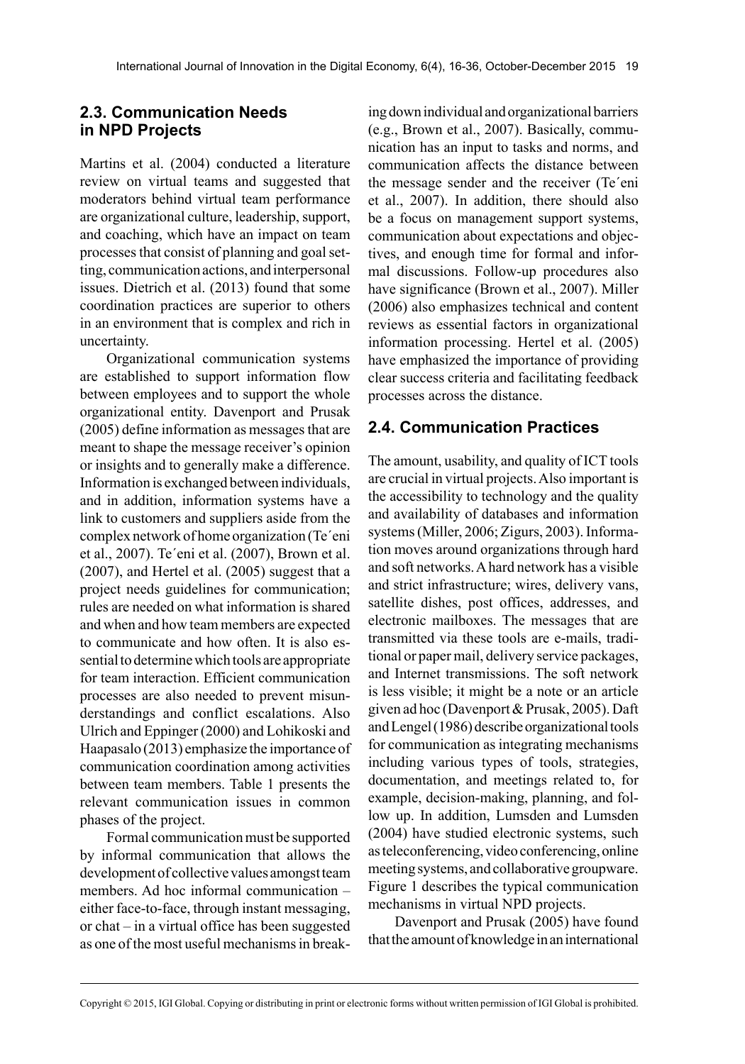## 2.3. Communication Needs in NPD Projects

Martins et al. (2004) conducted a literature review on virtual teams and suggested that moderators behind virtual team performance are organizational culture, leadership, support, and coaching, which have an impact on team processes that consist of planning and goal setting, communication actions, and interpersonal issues. Dietrich et al. (2013) found that some coordination practices are superior to others in an environment that is complex and rich in uncertainty.

Organizational communication systems are established to support information flow between employees and to support the whole organizational entity. Davenport and Prusak (2005) define information as messages that are meant to shape the message receiver's opinion or insights and to generally make a difference. Information is exchanged between individuals, and in addition, information systems have a link to customers and suppliers aside from the complex network of home organization (Te´eni et al., 2007). Te´eni et al. (2007), Brown et al. (2007), and Hertel et al. (2005) suggest that a project needs guidelines for communication; rules are needed on what information is shared and when and how team members are expected to communicate and how often. It is also essential to determine which tools are appropriate for team interaction. Efficient communication processes are also needed to prevent misunderstandings and conflict escalations. Also Ulrich and Eppinger (2000) and Lohikoski and Haapasalo (2013) emphasize the importance of communication coordination among activities between team members. Table 1 presents the relevant communication issues in common phases of the project.

Formal communication must be supported by informal communication that allows the development of collective values amongst team members. Ad hoc informal communication – either face-to-face, through instant messaging, or chat – in a virtual office has been suggested as one of the most useful mechanisms in breaking down individual and organizational barriers (e.g., Brown et al., 2007). Basically, communication has an input to tasks and norms, and communication affects the distance between the message sender and the receiver (Te´eni et al., 2007). In addition, there should also be a focus on management support systems, communication about expectations and objectives, and enough time for formal and informal discussions. Follow-up procedures also have significance (Brown et al., 2007). Miller (2006) also emphasizes technical and content reviews as essential factors in organizational information processing. Hertel et al. (2005) have emphasized the importance of providing clear success criteria and facilitating feedback processes across the distance.

## 2.4. Communication Practices

The amount, usability, and quality of ICT tools are crucial in virtual projects. Also important is the accessibility to technology and the quality and availability of databases and information systems (Miller, 2006; Zigurs, 2003). Information moves around organizations through hard and soft networks. A hard network has a visible and strict infrastructure; wires, delivery vans, satellite dishes, post offices, addresses, and electronic mailboxes. The messages that are transmitted via these tools are e-mails, traditional or paper mail, delivery service packages, and Internet transmissions. The soft network is less visible; it might be a note or an article given ad hoc (Davenport & Prusak, 2005). Daft and Lengel (1986) describe organizational tools for communication as integrating mechanisms including various types of tools, strategies, documentation, and meetings related to, for example, decision-making, planning, and follow up. In addition, Lumsden and Lumsden (2004) have studied electronic systems, such as teleconferencing, video conferencing, online meeting systems, and collaborative groupware. Figure 1 describes the typical communication mechanisms in virtual NPD projects.

Davenport and Prusak (2005) have found that the amount of knowledge in an international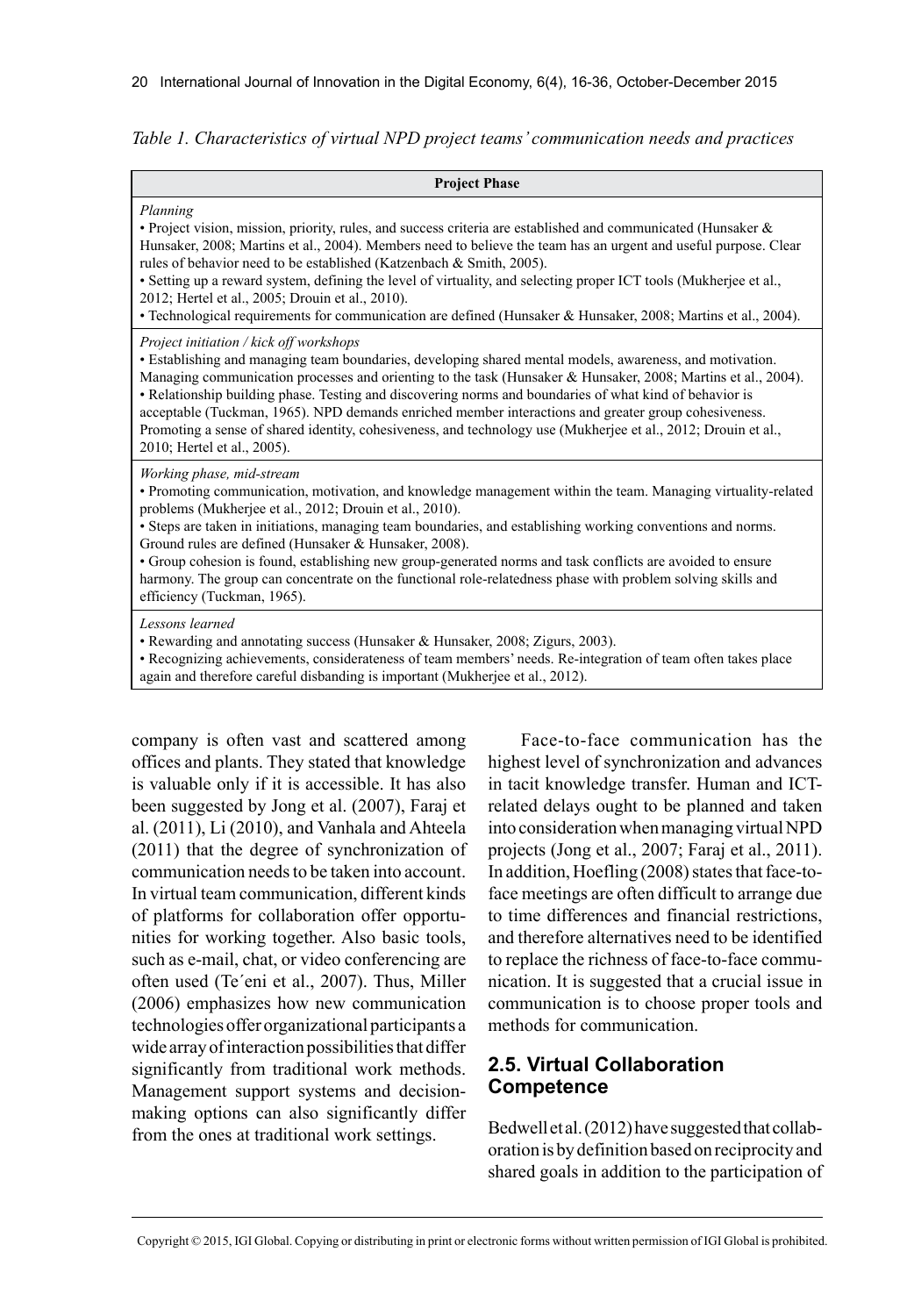*Table 1. Characteristics of virtual NPD project teams' communication needs and practices*

| Project Phase |
| --- |
| *Planning*<br>• Project vision, mission, priority, rules, and success criteria are established and communicated (Hunsaker & Hunsaker, 2008; Martins et al., 2004). Members need to believe the team has an urgent and useful purpose. Clear rules of behavior need to be established (Katzenbach & Smith, 2005).<br>• Setting up a reward system, defining the level of virtuality, and selecting proper ICT tools (Mukherjee et al., 2012; Hertel et al., 2005; Drouin et al., 2010).<br>• Technological requirements for communication are defined (Hunsaker & Hunsaker, 2008; Martins et al., 2004). |
| *Project initiation / kick off workshops*<br>• Establishing and managing team boundaries, developing shared mental models, awareness, and motivation. Managing communication processes and orienting to the task (Hunsaker & Hunsaker, 2008; Martins et al., 2004).<br>• Relationship building phase. Testing and discovering norms and boundaries of what kind of behavior is acceptable (Tuckman, 1965). NPD demands enriched member interactions and greater group cohesiveness. Promoting a sense of shared identity, cohesiveness, and technology use (Mukherjee et al., 2012; Drouin et al., 2010; Hertel et al., 2005). |
| *Working phase, mid-stream*<br>• Promoting communication, motivation, and knowledge management within the team. Managing virtuality-related problems (Mukherjee et al., 2012; Drouin et al., 2010).<br>• Steps are taken in initiations, managing team boundaries, and establishing working conventions and norms. Ground rules are defined (Hunsaker & Hunsaker, 2008).<br>• Group cohesion is found, establishing new group-generated norms and task conflicts are avoided to ensure harmony. The group can concentrate on the functional role-relatedness phase with problem solving skills and efficiency (Tuckman, 1965). |
| *Lessons learned*<br>• Rewarding and annotating success (Hunsaker & Hunsaker, 2008; Zigurs, 2003).<br>• Recognizing achievements, considerateness of team members' needs. Re-integration of team often takes place again and therefore careful disbanding is important (Mukherjee et al., 2012). |

company is often vast and scattered among offices and plants. They stated that knowledge is valuable only if it is accessible. It has also been suggested by Jong et al. (2007), Faraj et al. (2011), Li (2010), and Vanhala and Ahteela (2011) that the degree of synchronization of communication needs to be taken into account. In virtual team communication, different kinds of platforms for collaboration offer opportunities for working together. Also basic tools, such as e-mail, chat, or video conferencing are often used (Te´eni et al., 2007). Thus, Miller (2006) emphasizes how new communication technologies offer organizational participants a wide array of interaction possibilities that differ significantly from traditional work methods. Management support systems and decision-making options can also significantly differ from the ones at traditional work settings.

Face-to-face communication has the highest level of synchronization and advances in tacit knowledge transfer. Human and ICT-related delays ought to be planned and taken into consideration when managing virtual NPD projects (Jong et al., 2007; Faraj et al., 2011). In addition, Hoefling (2008) states that face-to-face meetings are often difficult to arrange due to time differences and financial restrictions, and therefore alternatives need to be identified to replace the richness of face-to-face communication. It is suggested that a crucial issue in communication is to choose proper tools and methods for communication.

## 2.5. Virtual Collaboration Competence

Bedwell et al. (2012) have suggested that collaboration is by definition based on reciprocity and shared goals in addition to the participation of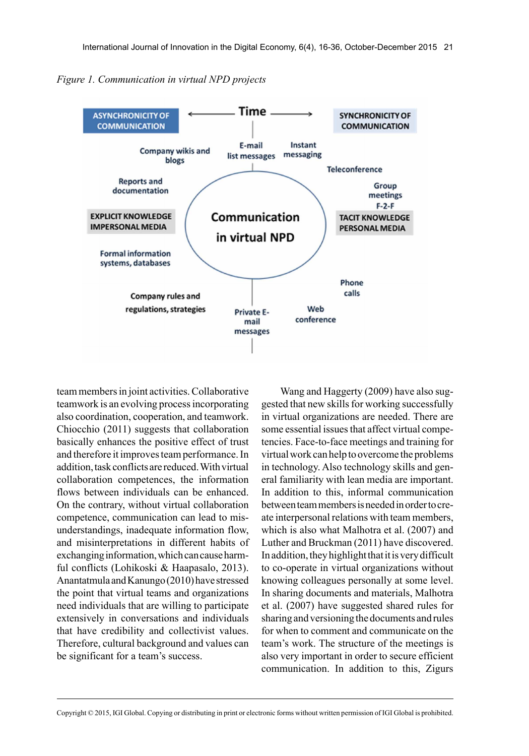*Figure 1. Communication in virtual NPD projects*

team members in joint activities. Collaborative teamwork is an evolving process incorporating also coordination, cooperation, and teamwork. Chiocchio (2011) suggests that collaboration basically enhances the positive effect of trust and therefore it improves team performance. In addition, task conflicts are reduced. With virtual collaboration competences, the information flows between individuals can be enhanced. On the contrary, without virtual collaboration competence, communication can lead to misunderstandings, inadequate information flow, and misinterpretations in different habits of exchanging information, which can cause harmful conflicts (Lohikoski & Haapasalo, 2013). Anantatmula and Kanungo (2010) have stressed the point that virtual teams and organizations need individuals that are willing to participate extensively in conversations and individuals that have credibility and collectivist values. Therefore, cultural background and values can be significant for a team's success.

Wang and Haggerty (2009) have also suggested that new skills for working successfully in virtual organizations are needed. There are some essential issues that affect virtual competencies. Face-to-face meetings and training for virtual work can help to overcome the problems in technology. Also technology skills and general familiarity with lean media are important. In addition to this, informal communication between team members is needed in order to create interpersonal relations with team members, which is also what Malhotra et al. (2007) and Luther and Bruckman (2011) have discovered. In addition, they highlight that it is very difficult to co-operate in virtual organizations without knowing colleagues personally at some level. In sharing documents and materials, Malhotra et al. (2007) have suggested shared rules for sharing and versioning the documents and rules for when to comment and communicate on the team's work. The structure of the meetings is also very important in order to secure efficient communication. In addition to this, Zigurs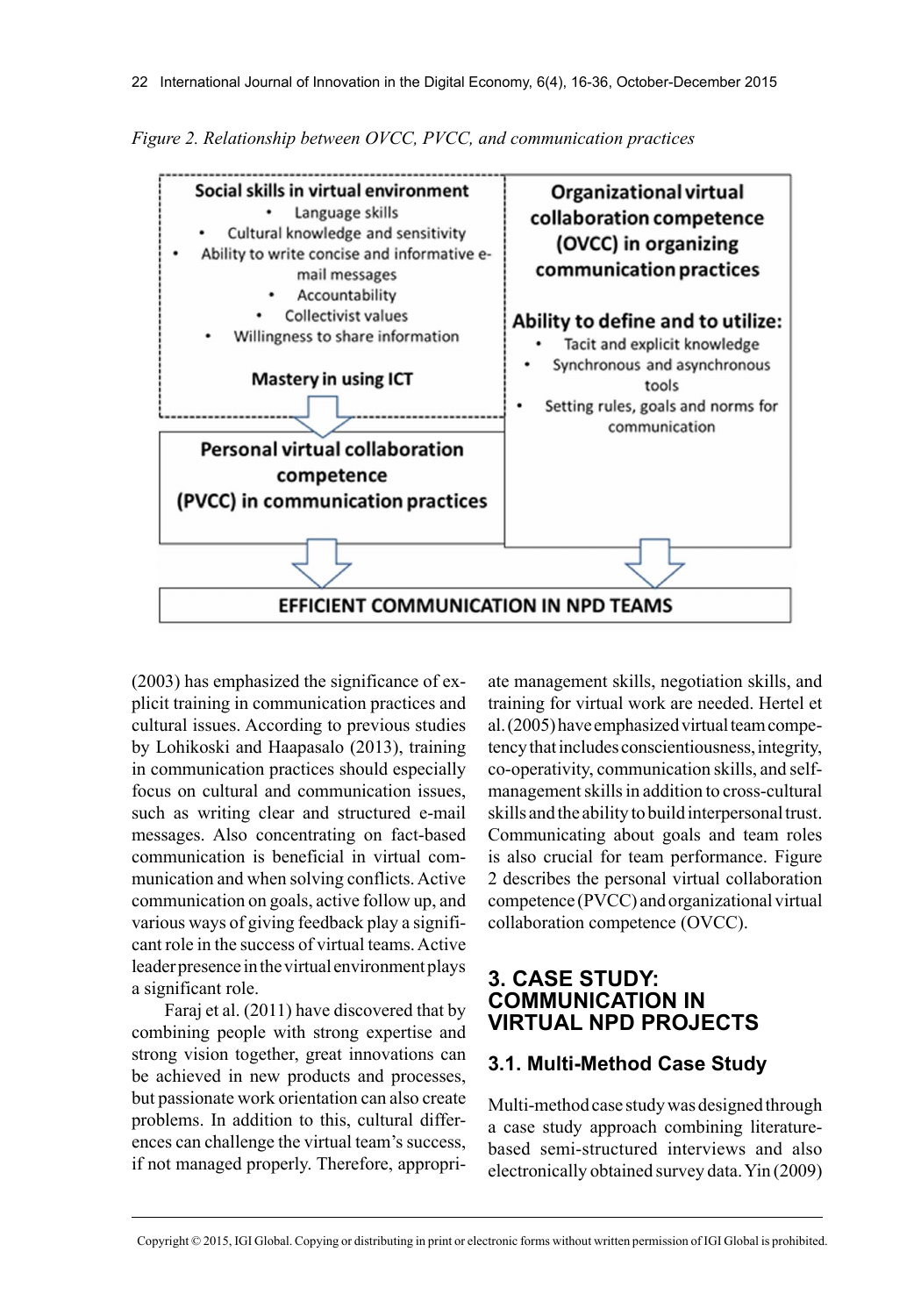*Figure 2. Relationship between OVCC, PVCC, and communication practices*

**Social skills in virtual environment**

- Language skills
- Cultural knowledge and sensitivity
- Ability to write concise and informative e-mail messages
- Accountability
- Collectivist values
- Willingness to share information

**Mastery in using ICT**

**Personal virtual collaboration competence (PVCC) in communication practices**

**Organizational virtual collaboration competence (OVCC) in organizing communication practices**

**Ability to define and to utilize:**

- Tacit and explicit knowledge
- Synchronous and asynchronous tools
- Setting rules, goals and norms for communication

**EFFICIENT COMMUNICATION IN NPD TEAMS**

(2003) has emphasized the significance of explicit training in communication practices and cultural issues. According to previous studies by Lohikoski and Haapasalo (2013), training in communication practices should especially focus on cultural and communication issues, such as writing clear and structured e-mail messages. Also concentrating on fact-based communication is beneficial in virtual communication and when solving conflicts. Active communication on goals, active follow up, and various ways of giving feedback play a significant role in the success of virtual teams. Active leader presence in the virtual environment plays a significant role.

Faraj et al. (2011) have discovered that by combining people with strong expertise and strong vision together, great innovations can be achieved in new products and processes, but passionate work orientation can also create problems. In addition to this, cultural differences can challenge the virtual team's success, if not managed properly. Therefore, appropriate management skills, negotiation skills, and training for virtual work are needed. Hertel et al. (2005) have emphasized virtual team competency that includes conscientiousness, integrity, co-operativity, communication skills, and self-management skills in addition to cross-cultural skills and the ability to build interpersonal trust. Communicating about goals and team roles is also crucial for team performance. Figure 2 describes the personal virtual collaboration competence (PVCC) and organizational virtual collaboration competence (OVCC).

## 3. CASE STUDY: COMMUNICATION IN VIRTUAL NPD PROJECTS

### 3.1. Multi-Method Case Study

Multi-method case study was designed through a case study approach combining literature-based semi-structured interviews and also electronically obtained survey data. Yin (2009)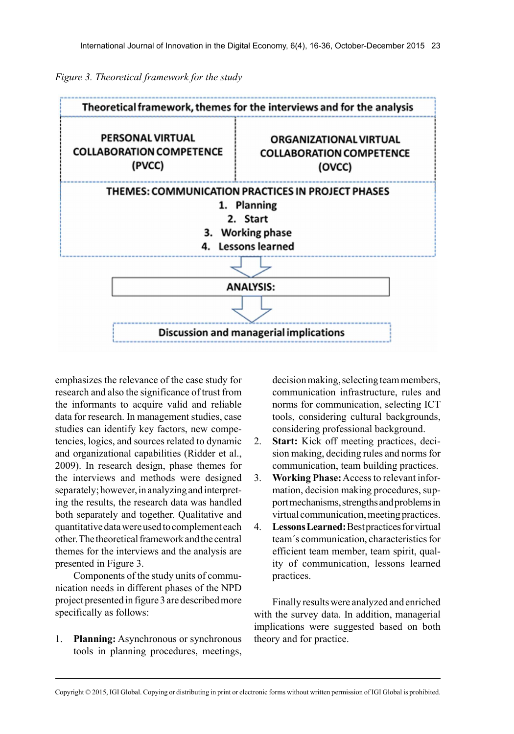*Figure 3. Theoretical framework for the study*

| Theoretical framework, themes for the interviews and for the analysis | |
|---|---|
| PERSONAL VIRTUAL COLLABORATION COMPETENCE (PVCC) | ORGANIZATIONAL VIRTUAL COLLABORATION COMPETENCE (OVCC) |

**THEMES: COMMUNICATION PRACTICES IN PROJECT PHASES**

1. Planning
2. Start
3. Working phase
4. Lessons learned

↓

**ANALYSIS:**

↓

**Discussion and managerial implications**

emphasizes the relevance of the case study for research and also the significance of trust from the informants to acquire valid and reliable data for research. In management studies, case studies can identify key factors, new competencies, logics, and sources related to dynamic and organizational capabilities (Ridder et al., 2009). In research design, phase themes for the interviews and methods were designed separately; however, in analyzing and interpreting the results, the research data was handled both separately and together. Qualitative and quantitative data were used to complement each other. The theoretical framework and the central themes for the interviews and the analysis are presented in Figure 3.

Components of the study units of communication needs in different phases of the NPD project presented in figure 3 are described more specifically as follows:

1. **Planning:** Asynchronous or synchronous tools in planning procedures, meetings, decision making, selecting team members, communication infrastructure, rules and norms for communication, selecting ICT tools, considering cultural backgrounds, considering professional background.
2. **Start:** Kick off meeting practices, decision making, deciding rules and norms for communication, team building practices.
3. **Working Phase:** Access to relevant information, decision making procedures, support mechanisms, strengths and problems in virtual communication, meeting practices.
4. **Lessons Learned:** Best practices for virtual team´s communication, characteristics for efficient team member, team spirit, quality of communication, lessons learned practices.

Finally results were analyzed and enriched with the survey data. In addition, managerial implications were suggested based on both theory and for practice.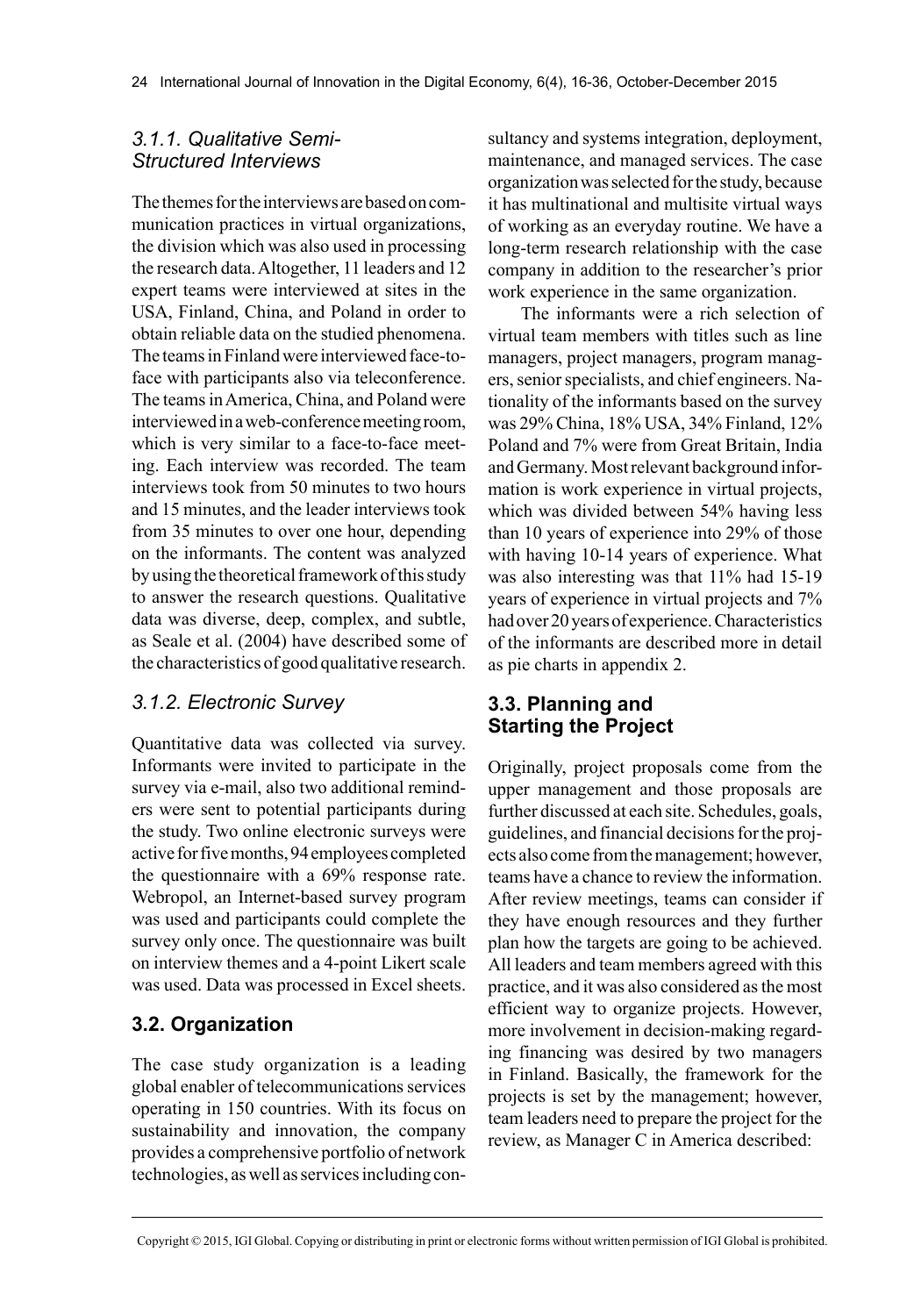### 3.1.1. Qualitative Semi-Structured Interviews

The themes for the interviews are based on communication practices in virtual organizations, the division which was also used in processing the research data. Altogether, 11 leaders and 12 expert teams were interviewed at sites in the USA, Finland, China, and Poland in order to obtain reliable data on the studied phenomena. The teams in Finland were interviewed face-to-face with participants also via teleconference. The teams in America, China, and Poland were interviewed in a web-conference meeting room, which is very similar to a face-to-face meeting. Each interview was recorded. The team interviews took from 50 minutes to two hours and 15 minutes, and the leader interviews took from 35 minutes to over one hour, depending on the informants. The content was analyzed by using the theoretical framework of this study to answer the research questions. Qualitative data was diverse, deep, complex, and subtle, as Seale et al. (2004) have described some of the characteristics of good qualitative research.

### 3.1.2. Electronic Survey

Quantitative data was collected via survey. Informants were invited to participate in the survey via e-mail, also two additional reminders were sent to potential participants during the study. Two online electronic surveys were active for five months, 94 employees completed the questionnaire with a 69% response rate. Webropol, an Internet-based survey program was used and participants could complete the survey only once. The questionnaire was built on interview themes and a 4-point Likert scale was used. Data was processed in Excel sheets.

## 3.2. Organization

The case study organization is a leading global enabler of telecommunications services operating in 150 countries. With its focus on sustainability and innovation, the company provides a comprehensive portfolio of network technologies, as well as services including consultancy and systems integration, deployment, maintenance, and managed services. The case organization was selected for the study, because it has multinational and multisite virtual ways of working as an everyday routine. We have a long-term research relationship with the case company in addition to the researcher's prior work experience in the same organization.

The informants were a rich selection of virtual team members with titles such as line managers, project managers, program managers, senior specialists, and chief engineers. Nationality of the informants based on the survey was 29% China, 18% USA, 34% Finland, 12% Poland and 7% were from Great Britain, India and Germany. Most relevant background information is work experience in virtual projects, which was divided between 54% having less than 10 years of experience into 29% of those with having 10-14 years of experience. What was also interesting was that 11% had 15-19 years of experience in virtual projects and 7% had over 20 years of experience. Characteristics of the informants are described more in detail as pie charts in appendix 2.

## 3.3. Planning and Starting the Project

Originally, project proposals come from the upper management and those proposals are further discussed at each site. Schedules, goals, guidelines, and financial decisions for the projects also come from the management; however, teams have a chance to review the information. After review meetings, teams can consider if they have enough resources and they further plan how the targets are going to be achieved. All leaders and team members agreed with this practice, and it was also considered as the most efficient way to organize projects. However, more involvement in decision-making regarding financing was desired by two managers in Finland. Basically, the framework for the projects is set by the management; however, team leaders need to prepare the project for the review, as Manager C in America described: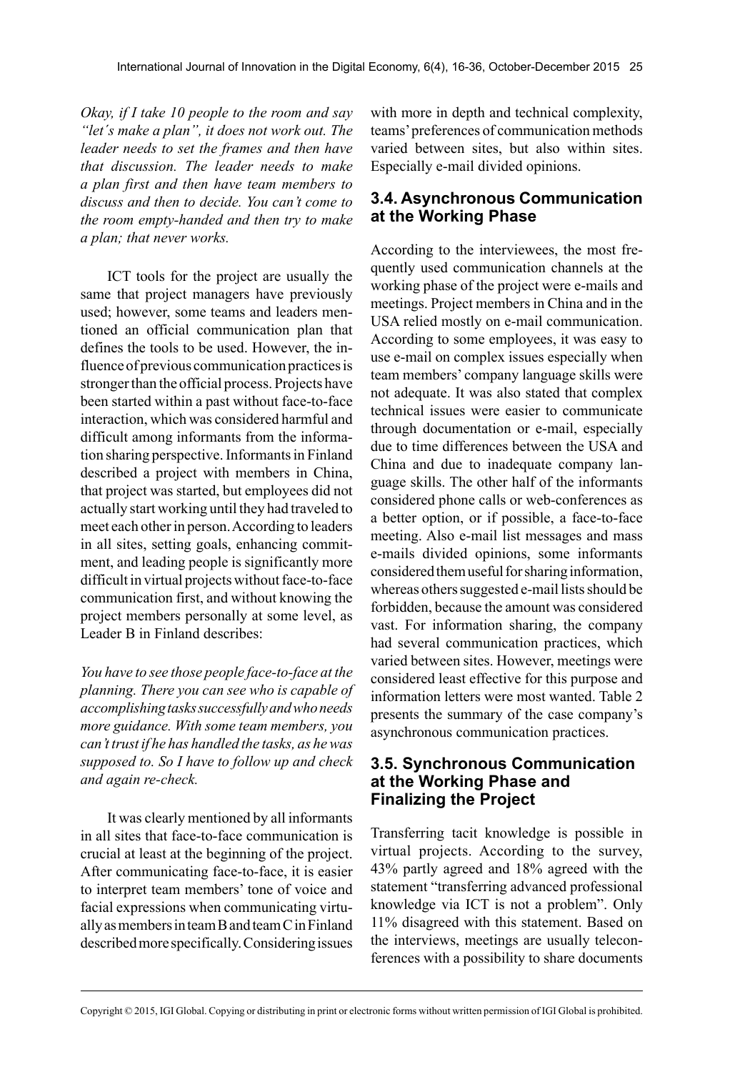*Okay, if I take 10 people to the room and say "let´s make a plan", it does not work out. The leader needs to set the frames and then have that discussion. The leader needs to make a plan first and then have team members to discuss and then to decide. You can't come to the room empty-handed and then try to make a plan; that never works.*

ICT tools for the project are usually the same that project managers have previously used; however, some teams and leaders mentioned an official communication plan that defines the tools to be used. However, the influence of previous communication practices is stronger than the official process. Projects have been started within a past without face-to-face interaction, which was considered harmful and difficult among informants from the information sharing perspective. Informants in Finland described a project with members in China, that project was started, but employees did not actually start working until they had traveled to meet each other in person. According to leaders in all sites, setting goals, enhancing commitment, and leading people is significantly more difficult in virtual projects without face-to-face communication first, and without knowing the project members personally at some level, as Leader B in Finland describes:

*You have to see those people face-to-face at the planning. There you can see who is capable of accomplishing tasks successfully and who needs more guidance. With some team members, you can't trust if he has handled the tasks, as he was supposed to. So I have to follow up and check and again re-check.*

It was clearly mentioned by all informants in all sites that face-to-face communication is crucial at least at the beginning of the project. After communicating face-to-face, it is easier to interpret team members' tone of voice and facial expressions when communicating virtually as members in team B and team C in Finland described more specifically. Considering issues with more in depth and technical complexity, teams' preferences of communication methods varied between sites, but also within sites. Especially e-mail divided opinions.

## 3.4. Asynchronous Communication at the Working Phase

According to the interviewees, the most frequently used communication channels at the working phase of the project were e-mails and meetings. Project members in China and in the USA relied mostly on e-mail communication. According to some employees, it was easy to use e-mail on complex issues especially when team members' company language skills were not adequate. It was also stated that complex technical issues were easier to communicate through documentation or e-mail, especially due to time differences between the USA and China and due to inadequate company language skills. The other half of the informants considered phone calls or web-conferences as a better option, or if possible, a face-to-face meeting. Also e-mail list messages and mass e-mails divided opinions, some informants considered them useful for sharing information, whereas others suggested e-mail lists should be forbidden, because the amount was considered vast. For information sharing, the company had several communication practices, which varied between sites. However, meetings were considered least effective for this purpose and information letters were most wanted. Table 2 presents the summary of the case company's asynchronous communication practices.

## 3.5. Synchronous Communication at the Working Phase and Finalizing the Project

Transferring tacit knowledge is possible in virtual projects. According to the survey, 43% partly agreed and 18% agreed with the statement "transferring advanced professional knowledge via ICT is not a problem". Only 11% disagreed with this statement. Based on the interviews, meetings are usually teleconferences with a possibility to share documents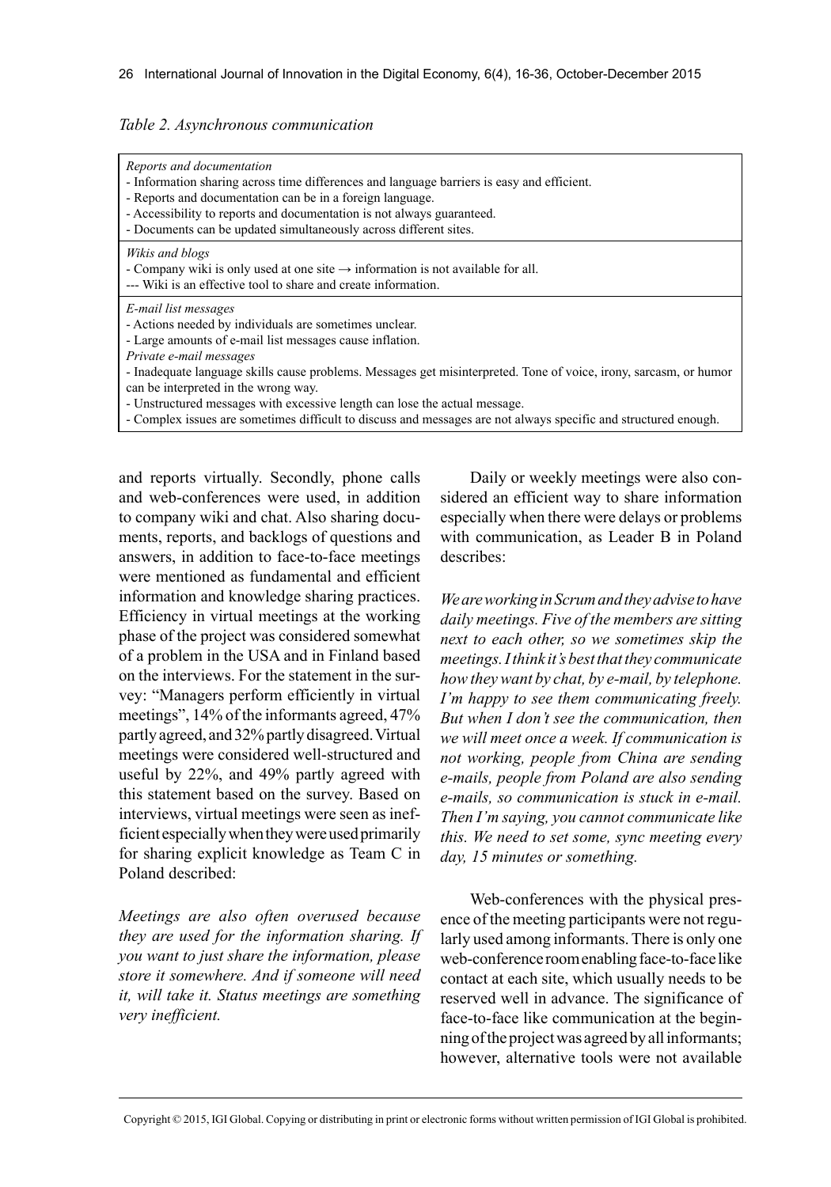*Table 2. Asynchronous communication*

| |
|---|
| *Reports and documentation*<br>- Information sharing across time differences and language barriers is easy and efficient.<br>- Reports and documentation can be in a foreign language.<br>- Accessibility to reports and documentation is not always guaranteed.<br>- Documents can be updated simultaneously across different sites. |
| *Wikis and blogs*<br>- Company wiki is only used at one site → information is not available for all.<br>--- Wiki is an effective tool to share and create information. |
| *E-mail list messages*<br>- Actions needed by individuals are sometimes unclear.<br>- Large amounts of e-mail list messages cause inflation.<br>*Private e-mail messages*<br>- Inadequate language skills cause problems. Messages get misinterpreted. Tone of voice, irony, sarcasm, or humor can be interpreted in the wrong way.<br>- Unstructured messages with excessive length can lose the actual message.<br>- Complex issues are sometimes difficult to discuss and messages are not always specific and structured enough. |

and reports virtually. Secondly, phone calls and web-conferences were used, in addition to company wiki and chat. Also sharing documents, reports, and backlogs of questions and answers, in addition to face-to-face meetings were mentioned as fundamental and efficient information and knowledge sharing practices. Efficiency in virtual meetings at the working phase of the project was considered somewhat of a problem in the USA and in Finland based on the interviews. For the statement in the survey: "Managers perform efficiently in virtual meetings", 14% of the informants agreed, 47% partly agreed, and 32% partly disagreed. Virtual meetings were considered well-structured and useful by 22%, and 49% partly agreed with this statement based on the survey. Based on interviews, virtual meetings were seen as inefficient especially when they were used primarily for sharing explicit knowledge as Team C in Poland described:

*Meetings are also often overused because they are used for the information sharing. If you want to just share the information, please store it somewhere. And if someone will need it, will take it. Status meetings are something very inefficient.*

Daily or weekly meetings were also considered an efficient way to share information especially when there were delays or problems with communication, as Leader B in Poland describes:

*We are working in Scrum and they advise to have daily meetings. Five of the members are sitting next to each other, so we sometimes skip the meetings. I think it's best that they communicate how they want by chat, by e-mail, by telephone. I'm happy to see them communicating freely. But when I don't see the communication, then we will meet once a week. If communication is not working, people from China are sending e-mails, people from Poland are also sending e-mails, so communication is stuck in e-mail. Then I'm saying, you cannot communicate like this. We need to set some, sync meeting every day, 15 minutes or something.*

Web-conferences with the physical presence of the meeting participants were not regularly used among informants. There is only one web-conference room enabling face-to-face like contact at each site, which usually needs to be reserved well in advance. The significance of face-to-face like communication at the beginning of the project was agreed by all informants; however, alternative tools were not available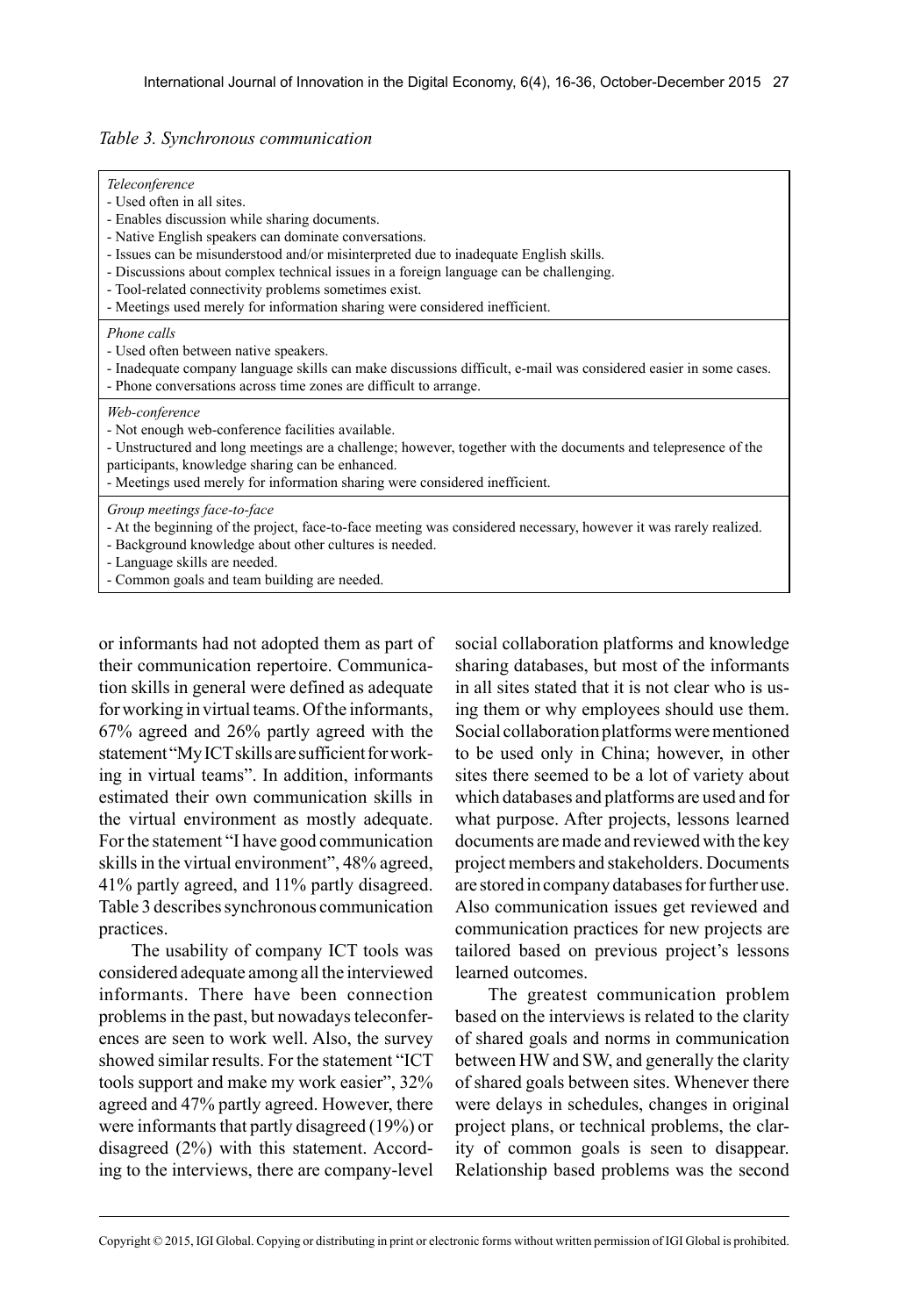*Table 3. Synchronous communication*

| |
|---|
| *Teleconference*<br>- Used often in all sites.<br>- Enables discussion while sharing documents.<br>- Native English speakers can dominate conversations.<br>- Issues can be misunderstood and/or misinterpreted due to inadequate English skills.<br>- Discussions about complex technical issues in a foreign language can be challenging.<br>- Tool-related connectivity problems sometimes exist.<br>- Meetings used merely for information sharing were considered inefficient. |
| *Phone calls*<br>- Used often between native speakers.<br>- Inadequate company language skills can make discussions difficult, e-mail was considered easier in some cases.<br>- Phone conversations across time zones are difficult to arrange. |
| *Web-conference*<br>- Not enough web-conference facilities available.<br>- Unstructured and long meetings are a challenge; however, together with the documents and telepresence of the participants, knowledge sharing can be enhanced.<br>- Meetings used merely for information sharing were considered inefficient. |
| *Group meetings face-to-face*<br>- At the beginning of the project, face-to-face meeting was considered necessary, however it was rarely realized.<br>- Background knowledge about other cultures is needed.<br>- Language skills are needed.<br>- Common goals and team building are needed. |

or informants had not adopted them as part of their communication repertoire. Communication skills in general were defined as adequate for working in virtual teams. Of the informants, 67% agreed and 26% partly agreed with the statement "My ICT skills are sufficient for working in virtual teams". In addition, informants estimated their own communication skills in the virtual environment as mostly adequate. For the statement "I have good communication skills in the virtual environment", 48% agreed, 41% partly agreed, and 11% partly disagreed. Table 3 describes synchronous communication practices.

The usability of company ICT tools was considered adequate among all the interviewed informants. There have been connection problems in the past, but nowadays teleconferences are seen to work well. Also, the survey showed similar results. For the statement "ICT tools support and make my work easier", 32% agreed and 47% partly agreed. However, there were informants that partly disagreed (19%) or disagreed (2%) with this statement. According to the interviews, there are company-level social collaboration platforms and knowledge sharing databases, but most of the informants in all sites stated that it is not clear who is using them or why employees should use them. Social collaboration platforms were mentioned to be used only in China; however, in other sites there seemed to be a lot of variety about which databases and platforms are used and for what purpose. After projects, lessons learned documents are made and reviewed with the key project members and stakeholders. Documents are stored in company databases for further use. Also communication issues get reviewed and communication practices for new projects are tailored based on previous project's lessons learned outcomes.

The greatest communication problem based on the interviews is related to the clarity of shared goals and norms in communication between HW and SW, and generally the clarity of shared goals between sites. Whenever there were delays in schedules, changes in original project plans, or technical problems, the clarity of common goals is seen to disappear. Relationship based problems was the second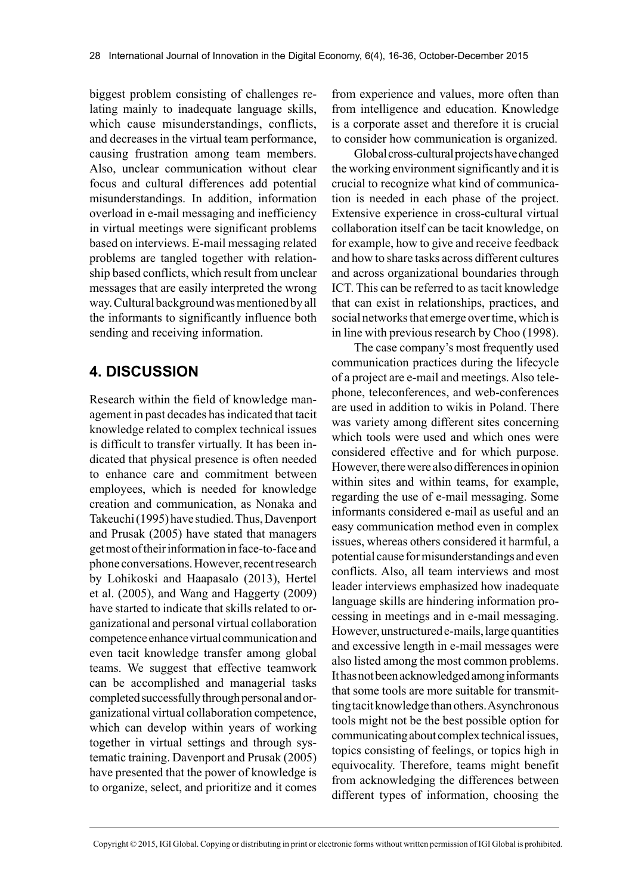biggest problem consisting of challenges relating mainly to inadequate language skills, which cause misunderstandings, conflicts, and decreases in the virtual team performance, causing frustration among team members. Also, unclear communication without clear focus and cultural differences add potential misunderstandings. In addition, information overload in e-mail messaging and inefficiency in virtual meetings were significant problems based on interviews. E-mail messaging related problems are tangled together with relationship based conflicts, which result from unclear messages that are easily interpreted the wrong way. Cultural background was mentioned by all the informants to significantly influence both sending and receiving information.

## 4. DISCUSSION

Research within the field of knowledge management in past decades has indicated that tacit knowledge related to complex technical issues is difficult to transfer virtually. It has been indicated that physical presence is often needed to enhance care and commitment between employees, which is needed for knowledge creation and communication, as Nonaka and Takeuchi (1995) have studied. Thus, Davenport and Prusak (2005) have stated that managers get most of their information in face-to-face and phone conversations. However, recent research by Lohikoski and Haapasalo (2013), Hertel et al. (2005), and Wang and Haggerty (2009) have started to indicate that skills related to organizational and personal virtual collaboration competence enhance virtual communication and even tacit knowledge transfer among global teams. We suggest that effective teamwork can be accomplished and managerial tasks completed successfully through personal and organizational virtual collaboration competence, which can develop within years of working together in virtual settings and through systematic training. Davenport and Prusak (2005) have presented that the power of knowledge is to organize, select, and prioritize and it comes from experience and values, more often than from intelligence and education. Knowledge is a corporate asset and therefore it is crucial to consider how communication is organized.

Global cross-cultural projects have changed the working environment significantly and it is crucial to recognize what kind of communication is needed in each phase of the project. Extensive experience in cross-cultural virtual collaboration itself can be tacit knowledge, on for example, how to give and receive feedback and how to share tasks across different cultures and across organizational boundaries through ICT. This can be referred to as tacit knowledge that can exist in relationships, practices, and social networks that emerge over time, which is in line with previous research by Choo (1998).

The case company's most frequently used communication practices during the lifecycle of a project are e-mail and meetings. Also telephone, teleconferences, and web-conferences are used in addition to wikis in Poland. There was variety among different sites concerning which tools were used and which ones were considered effective and for which purpose. However, there were also differences in opinion within sites and within teams, for example, regarding the use of e-mail messaging. Some informants considered e-mail as useful and an easy communication method even in complex issues, whereas others considered it harmful, a potential cause for misunderstandings and even conflicts. Also, all team interviews and most leader interviews emphasized how inadequate language skills are hindering information processing in meetings and in e-mail messaging. However, unstructured e-mails, large quantities and excessive length in e-mail messages were also listed among the most common problems. It has not been acknowledged among informants that some tools are more suitable for transmitting tacit knowledge than others. Asynchronous tools might not be the best possible option for communicating about complex technical issues, topics consisting of feelings, or topics high in equivocality. Therefore, teams might benefit from acknowledging the differences between different types of information, choosing the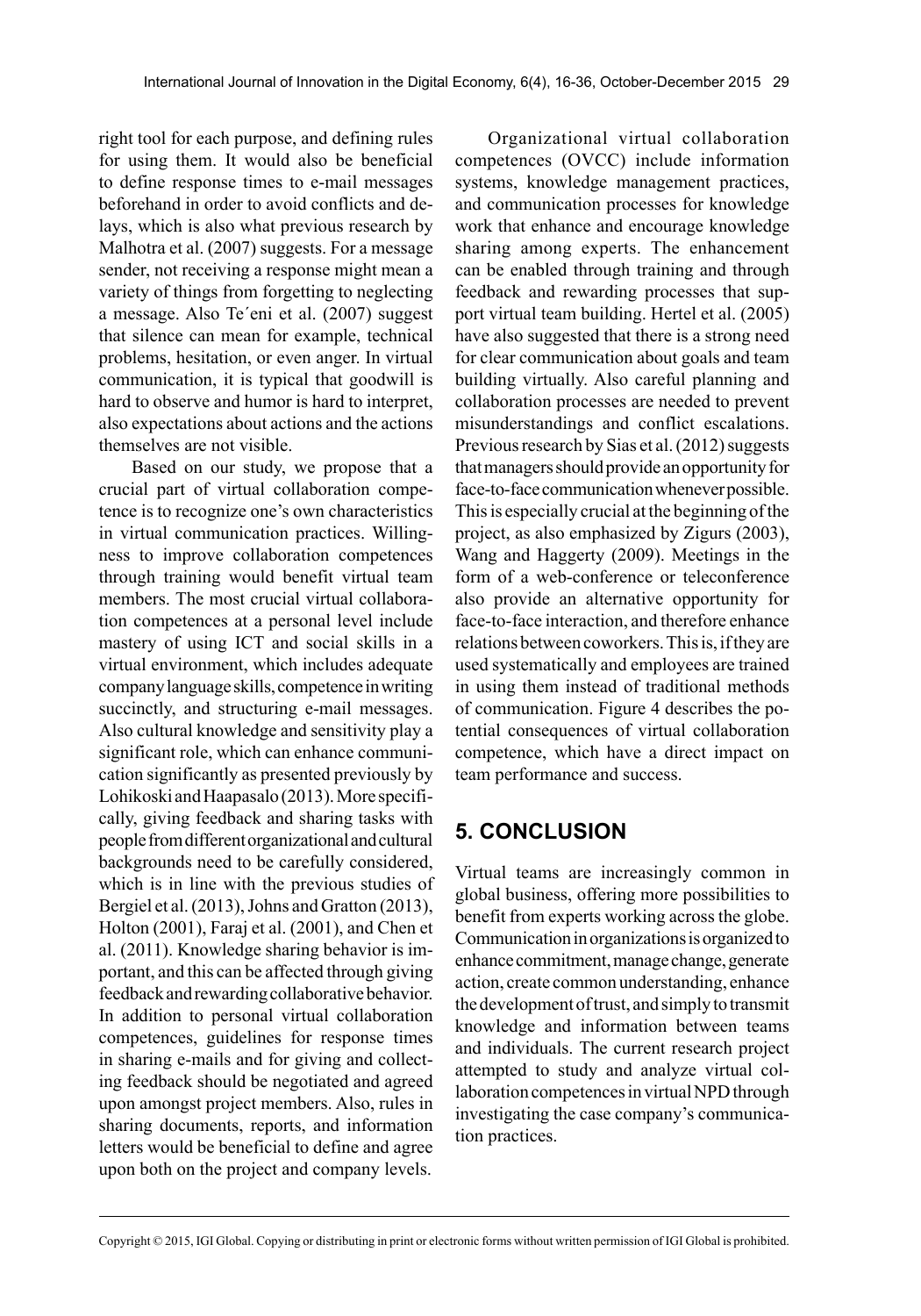right tool for each purpose, and defining rules for using them. It would also be beneficial to define response times to e-mail messages beforehand in order to avoid conflicts and delays, which is also what previous research by Malhotra et al. (2007) suggests. For a message sender, not receiving a response might mean a variety of things from forgetting to neglecting a message. Also Te´eni et al. (2007) suggest that silence can mean for example, technical problems, hesitation, or even anger. In virtual communication, it is typical that goodwill is hard to observe and humor is hard to interpret, also expectations about actions and the actions themselves are not visible.

Based on our study, we propose that a crucial part of virtual collaboration competence is to recognize one's own characteristics in virtual communication practices. Willingness to improve collaboration competences through training would benefit virtual team members. The most crucial virtual collaboration competences at a personal level include mastery of using ICT and social skills in a virtual environment, which includes adequate company language skills, competence in writing succinctly, and structuring e-mail messages. Also cultural knowledge and sensitivity play a significant role, which can enhance communication significantly as presented previously by Lohikoski and Haapasalo (2013). More specifically, giving feedback and sharing tasks with people from different organizational and cultural backgrounds need to be carefully considered, which is in line with the previous studies of Bergiel et al. (2013), Johns and Gratton (2013), Holton (2001), Faraj et al. (2001), and Chen et al. (2011). Knowledge sharing behavior is important, and this can be affected through giving feedback and rewarding collaborative behavior. In addition to personal virtual collaboration competences, guidelines for response times in sharing e-mails and for giving and collecting feedback should be negotiated and agreed upon amongst project members. Also, rules in sharing documents, reports, and information letters would be beneficial to define and agree upon both on the project and company levels.

Organizational virtual collaboration competences (OVCC) include information systems, knowledge management practices, and communication processes for knowledge work that enhance and encourage knowledge sharing among experts. The enhancement can be enabled through training and through feedback and rewarding processes that support virtual team building. Hertel et al. (2005) have also suggested that there is a strong need for clear communication about goals and team building virtually. Also careful planning and collaboration processes are needed to prevent misunderstandings and conflict escalations. Previous research by Sias et al. (2012) suggests that managers should provide an opportunity for face-to-face communication whenever possible. This is especially crucial at the beginning of the project, as also emphasized by Zigurs (2003), Wang and Haggerty (2009). Meetings in the form of a web-conference or teleconference also provide an alternative opportunity for face-to-face interaction, and therefore enhance relations between coworkers. This is, if they are used systematically and employees are trained in using them instead of traditional methods of communication. Figure 4 describes the potential consequences of virtual collaboration competence, which have a direct impact on team performance and success.

## 5. CONCLUSION

Virtual teams are increasingly common in global business, offering more possibilities to benefit from experts working across the globe. Communication in organizations is organized to enhance commitment, manage change, generate action, create common understanding, enhance the development of trust, and simply to transmit knowledge and information between teams and individuals. The current research project attempted to study and analyze virtual collaboration competences in virtual NPD through investigating the case company's communication practices.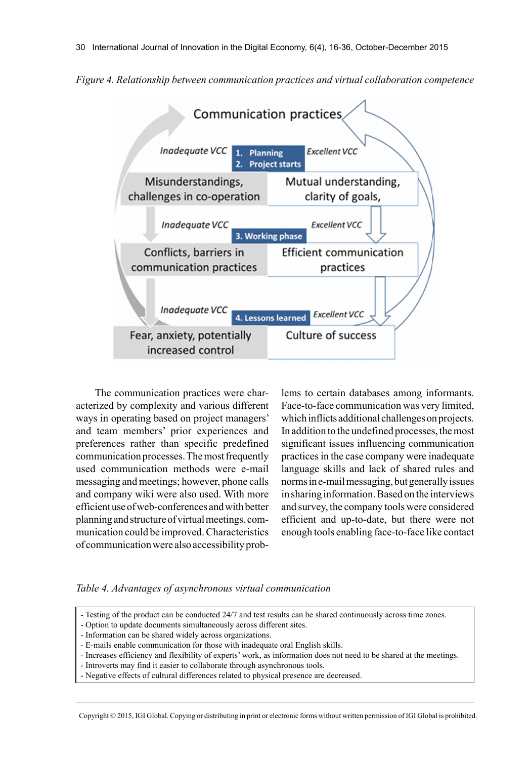*Figure 4. Relationship between communication practices and virtual collaboration competence*

The communication practices were characterized by complexity and various different ways in operating based on project managers' and team members' prior experiences and preferences rather than specific predefined communication processes. The most frequently used communication methods were e-mail messaging and meetings; however, phone calls and company wiki were also used. With more efficient use of web-conferences and with better planning and structure of virtual meetings, communication could be improved. Characteristics of communication were also accessibility problems to certain databases among informants. Face-to-face communication was very limited, which inflicts additional challenges on projects. In addition to the undefined processes, the most significant issues influencing communication practices in the case company were inadequate language skills and lack of shared rules and norms in e-mail messaging, but generally issues in sharing information. Based on the interviews and survey, the company tools were considered efficient and up-to-date, but there were not enough tools enabling face-to-face like contact

*Table 4. Advantages of asynchronous virtual communication*

- Testing of the product can be conducted 24/7 and test results can be shared continuously across time zones.
- Option to update documents simultaneously across different sites.
- Information can be shared widely across organizations.
- E-mails enable communication for those with inadequate oral English skills.
- Increases efficiency and flexibility of experts' work, as information does not need to be shared at the meetings.
- Introverts may find it easier to collaborate through asynchronous tools.
- Negative effects of cultural differences related to physical presence are decreased.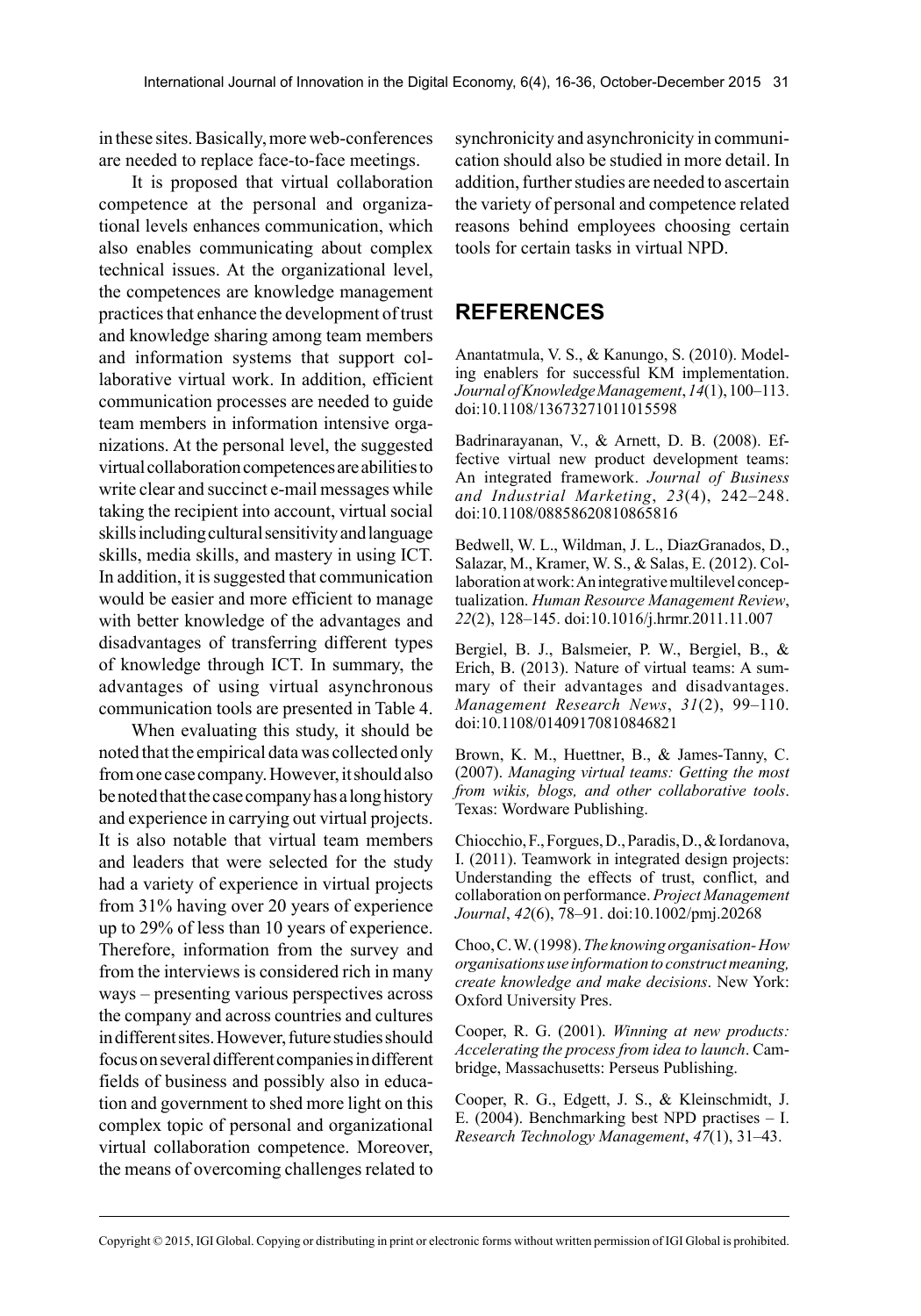in these sites. Basically, more web-conferences are needed to replace face-to-face meetings.

It is proposed that virtual collaboration competence at the personal and organizational levels enhances communication, which also enables communicating about complex technical issues. At the organizational level, the competences are knowledge management practices that enhance the development of trust and knowledge sharing among team members and information systems that support collaborative virtual work. In addition, efficient communication processes are needed to guide team members in information intensive organizations. At the personal level, the suggested virtual collaboration competences are abilities to write clear and succinct e-mail messages while taking the recipient into account, virtual social skills including cultural sensitivity and language skills, media skills, and mastery in using ICT. In addition, it is suggested that communication would be easier and more efficient to manage with better knowledge of the advantages and disadvantages of transferring different types of knowledge through ICT. In summary, the advantages of using virtual asynchronous communication tools are presented in Table 4.

When evaluating this study, it should be noted that the empirical data was collected only from one case company. However, it should also be noted that the case company has a long history and experience in carrying out virtual projects. It is also notable that virtual team members and leaders that were selected for the study had a variety of experience in virtual projects from 31% having over 20 years of experience up to 29% of less than 10 years of experience. Therefore, information from the survey and from the interviews is considered rich in many ways – presenting various perspectives across the company and across countries and cultures in different sites. However, future studies should focus on several different companies in different fields of business and possibly also in education and government to shed more light on this complex topic of personal and organizational virtual collaboration competence. Moreover, the means of overcoming challenges related to synchronicity and asynchronicity in communication should also be studied in more detail. In addition, further studies are needed to ascertain the variety of personal and competence related reasons behind employees choosing certain tools for certain tasks in virtual NPD.

## REFERENCES

Anantatmula, V. S., & Kanungo, S. (2010). Modeling enablers for successful KM implementation. *Journal of Knowledge Management*, *14*(1), 100–113. doi:10.1108/13673271011015598

Badrinarayanan, V., & Arnett, D. B. (2008). Effective virtual new product development teams: An integrated framework. *Journal of Business and Industrial Marketing*, *23*(4), 242–248. doi:10.1108/08858620810865816

Bedwell, W. L., Wildman, J. L., DiazGranados, D., Salazar, M., Kramer, W. S., & Salas, E. (2012). Collaboration at work: An integrative multilevel conceptualization. *Human Resource Management Review*, *22*(2), 128–145. doi:10.1016/j.hrmr.2011.11.007

Bergiel, B. J., Balsmeier, P. W., Bergiel, B., & Erich, B. (2013). Nature of virtual teams: A summary of their advantages and disadvantages. *Management Research News*, *31*(2), 99–110. doi:10.1108/01409170810846821

Brown, K. M., Huettner, B., & James-Tanny, C. (2007). *Managing virtual teams: Getting the most from wikis, blogs, and other collaborative tools*. Texas: Wordware Publishing.

Chiocchio, F., Forgues, D., Paradis, D., & Iordanova, I. (2011). Teamwork in integrated design projects: Understanding the effects of trust, conflict, and collaboration on performance. *Project Management Journal*, *42*(6), 78–91. doi:10.1002/pmj.20268

Choo, C. W. (1998). *The knowing organisation- How organisations use information to construct meaning, create knowledge and make decisions*. New York: Oxford University Pres.

Cooper, R. G. (2001). *Winning at new products: Accelerating the process from idea to launch*. Cambridge, Massachusetts: Perseus Publishing.

Cooper, R. G., Edgett, J. S., & Kleinschmidt, J. E. (2004). Benchmarking best NPD practises – I. *Research Technology Management*, *47*(1), 31–43.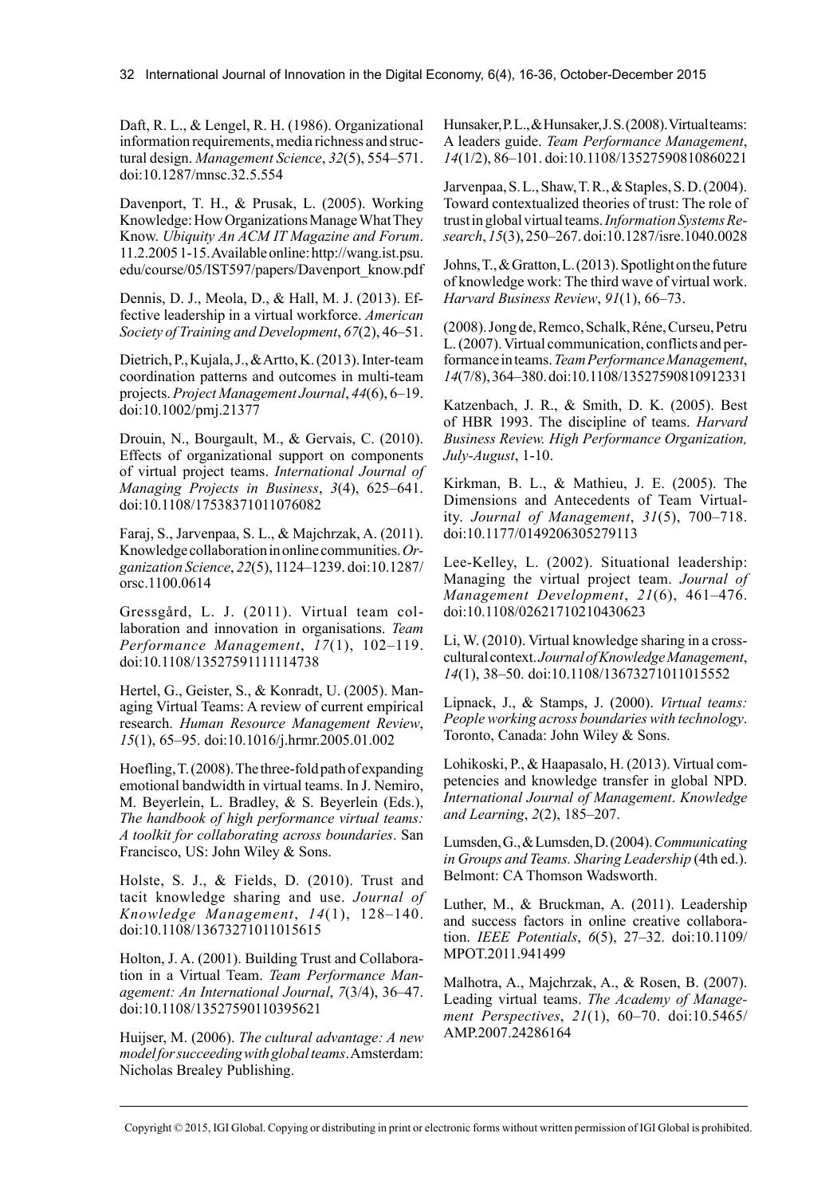Daft, R. L., & Lengel, R. H. (1986). Organizational information requirements, media richness and structural design. *Management Science*, *32*(5), 554–571. doi:10.1287/mnsc.32.5.554

Davenport, T. H., & Prusak, L. (2005). Working Knowledge: How Organizations Manage What They Know. *Ubiquity An ACM IT Magazine and Forum*. 11.2.2005 1-15. Available online: http://wang.ist.psu.edu/course/05/IST597/papers/Davenport_know.pdf

Dennis, D. J., Meola, D., & Hall, M. J. (2013). Effective leadership in a virtual workforce. *American Society of Training and Development*, *67*(2), 46–51.

Dietrich, P., Kujala, J., & Artto, K. (2013). Inter-team coordination patterns and outcomes in multi-team projects. *Project Management Journal*, *44*(6), 6–19. doi:10.1002/pmj.21377

Drouin, N., Bourgault, M., & Gervais, C. (2010). Effects of organizational support on components of virtual project teams. *International Journal of Managing Projects in Business*, *3*(4), 625–641. doi:10.1108/17538371011076082

Faraj, S., Jarvenpaa, S. L., & Majchrzak, A. (2011). Knowledge collaboration in online communities. *Organization Science*, *22*(5), 1124–1239. doi:10.1287/orsc.1100.0614

Gressgård, L. J. (2011). Virtual team collaboration and innovation in organisations. *Team Performance Management*, *17*(1), 102–119. doi:10.1108/13527591111114738

Hertel, G., Geister, S., & Konradt, U. (2005). Managing Virtual Teams: A review of current empirical research. *Human Resource Management Review*, *15*(1), 65–95. doi:10.1016/j.hrmr.2005.01.002

Hoefling, T. (2008). The three-fold path of expanding emotional bandwidth in virtual teams. In J. Nemiro, M. Beyerlein, L. Bradley, & S. Beyerlein (Eds.), *The handbook of high performance virtual teams: A toolkit for collaborating across boundaries*. San Francisco, US: John Wiley & Sons.

Holste, S. J., & Fields, D. (2010). Trust and tacit knowledge sharing and use. *Journal of Knowledge Management*, *14*(1), 128–140. doi:10.1108/13673271011015615

Holton, J. A. (2001). Building Trust and Collaboration in a Virtual Team. *Team Performance Management: An International Journal*, *7*(3/4), 36–47. doi:10.1108/13527590110395621

Huijser, M. (2006). *The cultural advantage: A new model for succeeding with global teams*. Amsterdam: Nicholas Brealey Publishing.

Hunsaker, P. L., & Hunsaker, J. S. (2008). Virtual teams: A leaders guide. *Team Performance Management*, *14*(1/2), 86–101. doi:10.1108/13527590810860221

Jarvenpaa, S. L., Shaw, T. R., & Staples, S. D. (2004). Toward contextualized theories of trust: The role of trust in global virtual teams. *Information Systems Research*, *15*(3), 250–267. doi:10.1287/isre.1040.0028

Johns, T., & Gratton, L. (2013). Spotlight on the future of knowledge work: The third wave of virtual work. *Harvard Business Review*, *91*(1), 66–73.

(2008). Jong de, Remco, Schalk, Réne, Curseu, Petru L. (2007). Virtual communication, conflicts and performance in teams. *Team Performance Management*, *14*(7/8), 364–380. doi:10.1108/13527590810912331

Katzenbach, J. R., & Smith, D. K. (2005). Best of HBR 1993. The discipline of teams. *Harvard Business Review. High Performance Organization, July-August*, 1-10.

Kirkman, B. L., & Mathieu, J. E. (2005). The Dimensions and Antecedents of Team Virtuality. *Journal of Management*, *31*(5), 700–718. doi:10.1177/0149206305279113

Lee-Kelley, L. (2002). Situational leadership: Managing the virtual project team. *Journal of Management Development*, *21*(6), 461–476. doi:10.1108/02621710210430623

Li, W. (2010). Virtual knowledge sharing in a cross-cultural context. *Journal of Knowledge Management*, *14*(1), 38–50. doi:10.1108/13673271011015552

Lipnack, J., & Stamps, J. (2000). *Virtual teams: People working across boundaries with technology*. Toronto, Canada: John Wiley & Sons.

Lohikoski, P., & Haapasalo, H. (2013). Virtual competencies and knowledge transfer in global NPD. *International Journal of Management*. *Knowledge and Learning*, *2*(2), 185–207.

Lumsden, G., & Lumsden, D. (2004). *Communicating in Groups and Teams. Sharing Leadership* (4th ed.). Belmont: CA Thomson Wadsworth.

Luther, M., & Bruckman, A. (2011). Leadership and success factors in online creative collaboration. *IEEE Potentials*, *6*(5), 27–32. doi:10.1109/MPOT.2011.941499

Malhotra, A., Majchrzak, A., & Rosen, B. (2007). Leading virtual teams. *The Academy of Management Perspectives*, *21*(1), 60–70. doi:10.5465/AMP.2007.24286164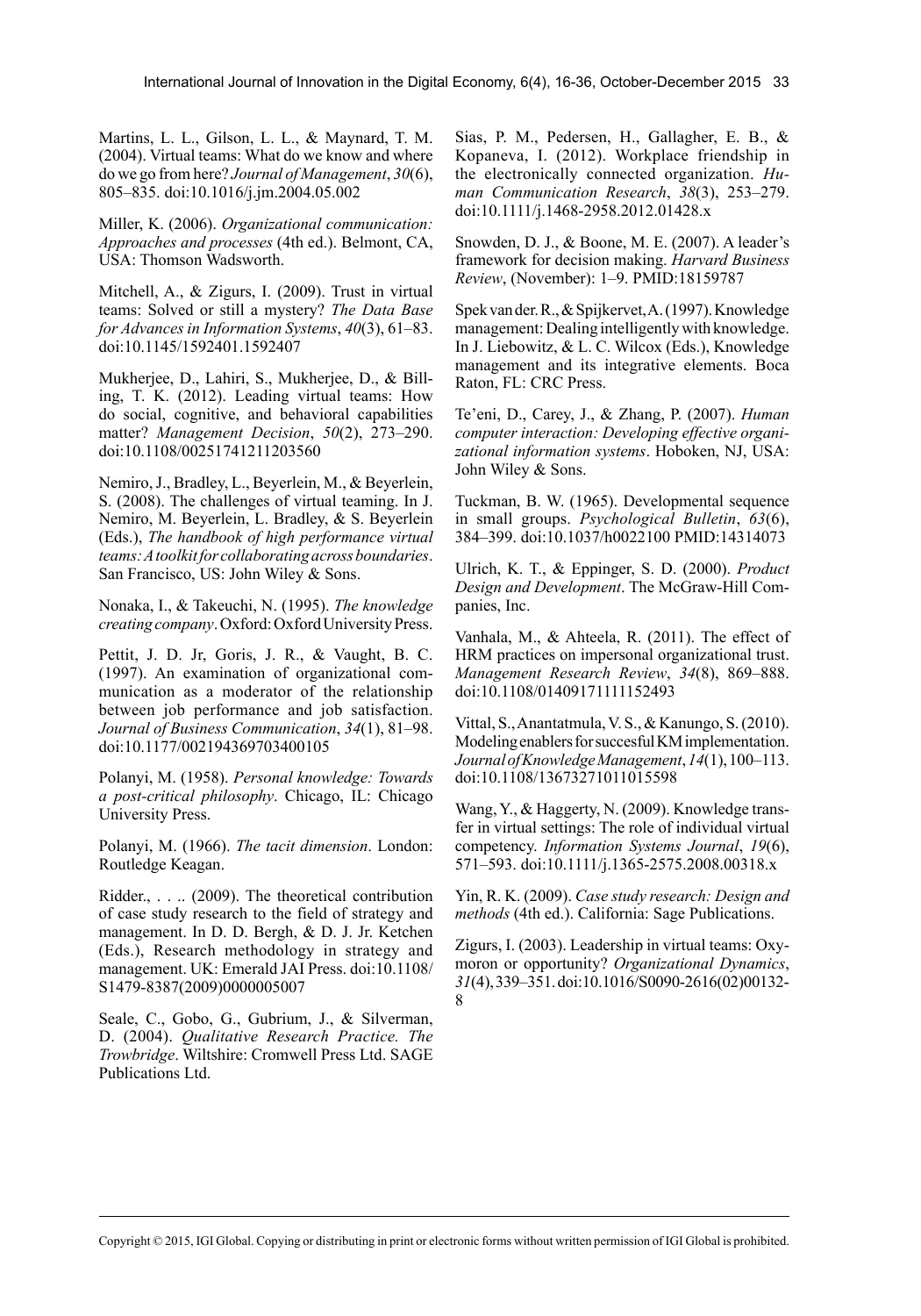Martins, L. L., Gilson, L. L., & Maynard, T. M. (2004). Virtual teams: What do we know and where do we go from here? *Journal of Management*, *30*(6), 805–835. doi:10.1016/j.jm.2004.05.002

Miller, K. (2006). *Organizational communication: Approaches and processes* (4th ed.). Belmont, CA, USA: Thomson Wadsworth.

Mitchell, A., & Zigurs, I. (2009). Trust in virtual teams: Solved or still a mystery? *The Data Base for Advances in Information Systems*, *40*(3), 61–83. doi:10.1145/1592401.1592407

Mukherjee, D., Lahiri, S., Mukherjee, D., & Billing, T. K. (2012). Leading virtual teams: How do social, cognitive, and behavioral capabilities matter? *Management Decision*, *50*(2), 273–290. doi:10.1108/00251741211203560

Nemiro, J., Bradley, L., Beyerlein, M., & Beyerlein, S. (2008). The challenges of virtual teaming. In J. Nemiro, M. Beyerlein, L. Bradley, & S. Beyerlein (Eds.), *The handbook of high performance virtual teams: A toolkit for collaborating across boundaries*. San Francisco, US: John Wiley & Sons.

Nonaka, I., & Takeuchi, N. (1995). *The knowledge creating company*. Oxford: Oxford University Press.

Pettit, J. D. Jr, Goris, J. R., & Vaught, B. C. (1997). An examination of organizational communication as a moderator of the relationship between job performance and job satisfaction. *Journal of Business Communication*, *34*(1), 81–98. doi:10.1177/002194369703400105

Polanyi, M. (1958). *Personal knowledge: Towards a post-critical philosophy*. Chicago, IL: Chicago University Press.

Polanyi, M. (1966). *The tacit dimension*. London: Routledge Keagan.

Ridder., . . .. (2009). The theoretical contribution of case study research to the field of strategy and management. In D. D. Bergh, & D. J. Jr. Ketchen (Eds.), Research methodology in strategy and management. UK: Emerald JAI Press. doi:10.1108/S1479-8387(2009)0000005007

Seale, C., Gobo, G., Gubrium, J., & Silverman, D. (2004). *Qualitative Research Practice. The Trowbridge*. Wiltshire: Cromwell Press Ltd. SAGE Publications Ltd.

Sias, P. M., Pedersen, H., Gallagher, E. B., & Kopaneva, I. (2012). Workplace friendship in the electronically connected organization. *Human Communication Research*, *38*(3), 253–279. doi:10.1111/j.1468-2958.2012.01428.x

Snowden, D. J., & Boone, M. E. (2007). A leader's framework for decision making. *Harvard Business Review*, (November): 1–9. PMID:18159787

Spek van der. R., & Spijkervet, A. (1997). Knowledge management: Dealing intelligently with knowledge. In J. Liebowitz, & L. C. Wilcox (Eds.), Knowledge management and its integrative elements. Boca Raton, FL: CRC Press.

Te'eni, D., Carey, J., & Zhang, P. (2007). *Human computer interaction: Developing effective organizational information systems*. Hoboken, NJ, USA: John Wiley & Sons.

Tuckman, B. W. (1965). Developmental sequence in small groups. *Psychological Bulletin*, *63*(6), 384–399. doi:10.1037/h0022100 PMID:14314073

Ulrich, K. T., & Eppinger, S. D. (2000). *Product Design and Development*. The McGraw-Hill Companies, Inc.

Vanhala, M., & Ahteela, R. (2011). The effect of HRM practices on impersonal organizational trust. *Management Research Review*, *34*(8), 869–888. doi:10.1108/01409171111152493

Vittal, S., Anantatmula, V. S., & Kanungo, S. (2010). Modeling enablers for succesful KM implementation. *Journal of Knowledge Management*, *14*(1), 100–113. doi:10.1108/13673271011015598

Wang, Y., & Haggerty, N. (2009). Knowledge transfer in virtual settings: The role of individual virtual competency. *Information Systems Journal*, *19*(6), 571–593. doi:10.1111/j.1365-2575.2008.00318.x

Yin, R. K. (2009). *Case study research: Design and methods* (4th ed.). California: Sage Publications.

Zigurs, I. (2003). Leadership in virtual teams: Oxymoron or opportunity? *Organizational Dynamics*, *31*(4), 339–351. doi:10.1016/S0090-2616(02)00132-8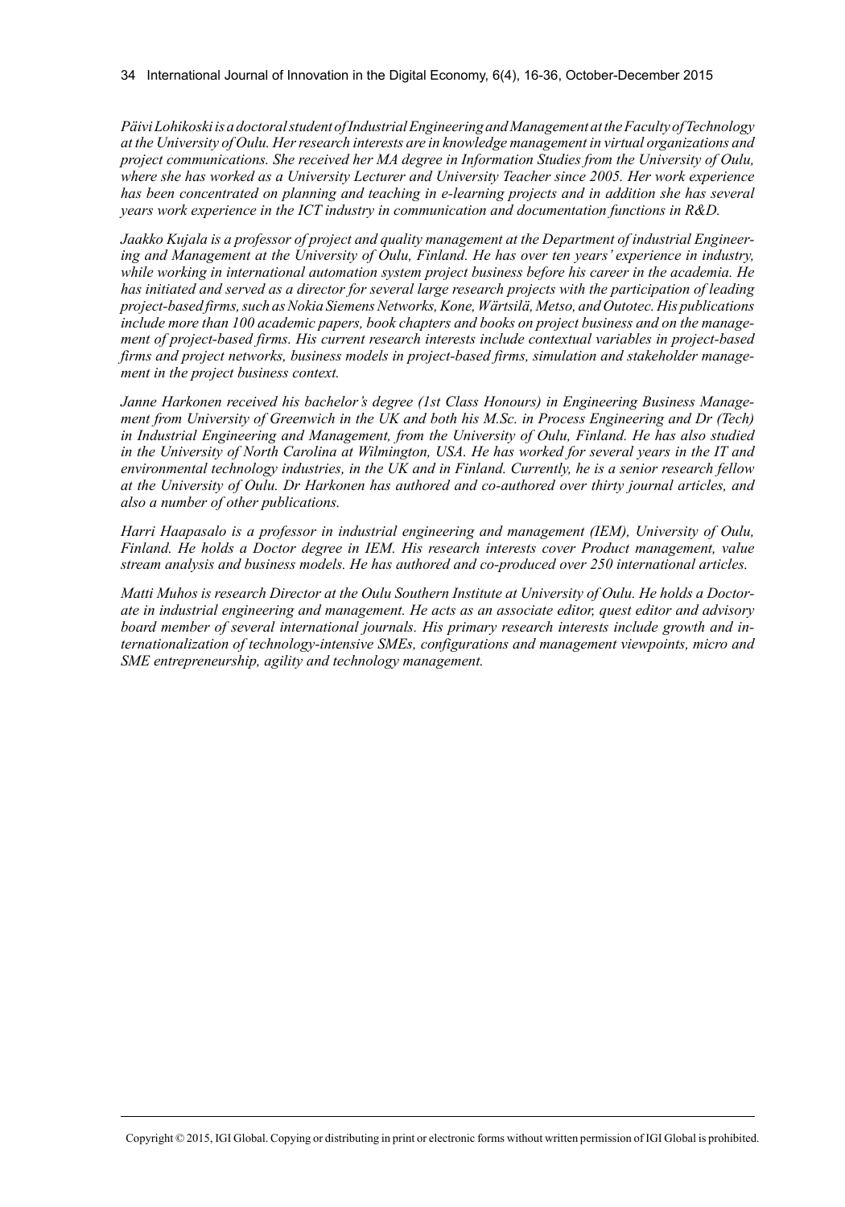*Päivi Lohikoski is a doctoral student of Industrial Engineering and Management at the Faculty of Technology at the University of Oulu. Her research interests are in knowledge management in virtual organizations and project communications. She received her MA degree in Information Studies from the University of Oulu, where she has worked as a University Lecturer and University Teacher since 2005. Her work experience has been concentrated on planning and teaching in e-learning projects and in addition she has several years work experience in the ICT industry in communication and documentation functions in R&D.*

*Jaakko Kujala is a professor of project and quality management at the Department of industrial Engineering and Management at the University of Oulu, Finland. He has over ten years' experience in industry, while working in international automation system project business before his career in the academia. He has initiated and served as a director for several large research projects with the participation of leading project-based firms, such as Nokia Siemens Networks, Kone, Wärtsilä, Metso, and Outotec. His publications include more than 100 academic papers, book chapters and books on project business and on the management of project-based firms. His current research interests include contextual variables in project-based firms and project networks, business models in project-based firms, simulation and stakeholder management in the project business context.*

*Janne Harkonen received his bachelor's degree (1st Class Honours) in Engineering Business Management from University of Greenwich in the UK and both his M.Sc. in Process Engineering and Dr (Tech) in Industrial Engineering and Management, from the University of Oulu, Finland. He has also studied in the University of North Carolina at Wilmington, USA. He has worked for several years in the IT and environmental technology industries, in the UK and in Finland. Currently, he is a senior research fellow at the University of Oulu. Dr Harkonen has authored and co-authored over thirty journal articles, and also a number of other publications.*

*Harri Haapasalo is a professor in industrial engineering and management (IEM), University of Oulu, Finland. He holds a Doctor degree in IEM. His research interests cover Product management, value stream analysis and business models. He has authored and co-produced over 250 international articles.*

*Matti Muhos is research Director at the Oulu Southern Institute at University of Oulu. He holds a Doctorate in industrial engineering and management. He acts as an associate editor, quest editor and advisory board member of several international journals. His primary research interests include growth and internationalization of technology-intensive SMEs, configurations and management viewpoints, micro and SME entrepreneurship, agility and technology management.*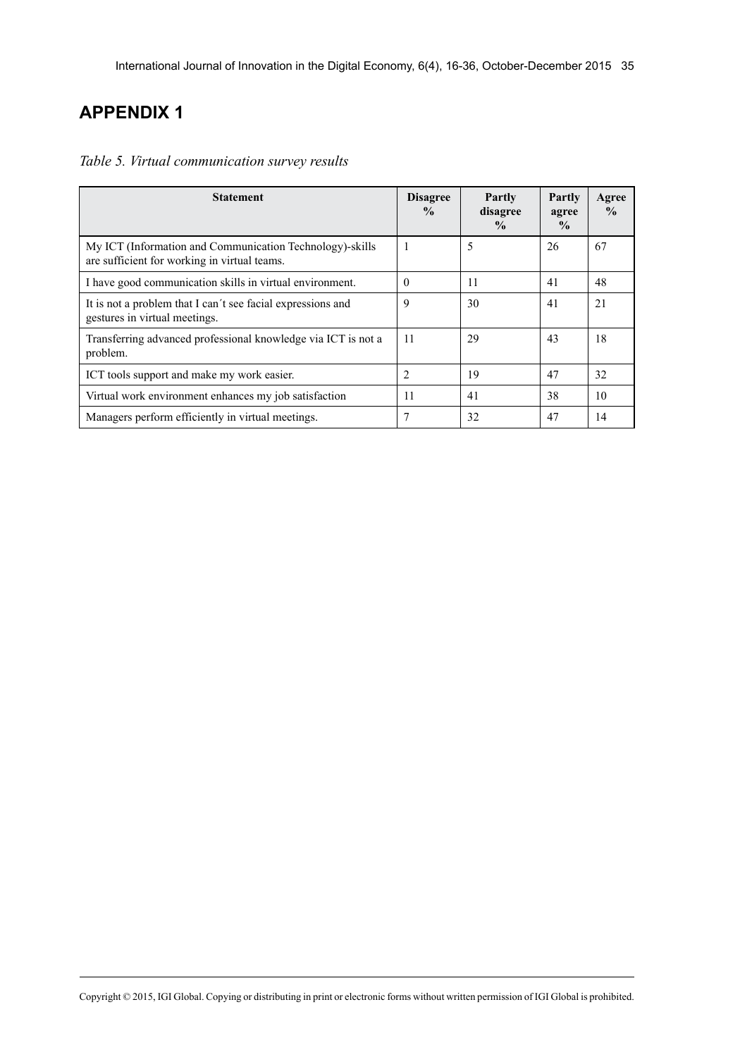# APPENDIX 1

*Table 5. Virtual communication survey results*

| Statement | Disagree % | Partly disagree % | Partly agree % | Agree % |
|---|---|---|---|---|
| My ICT (Information and Communication Technology)-skills are sufficient for working in virtual teams. | 1 | 5 | 26 | 67 |
| I have good communication skills in virtual environment. | 0 | 11 | 41 | 48 |
| It is not a problem that I can´t see facial expressions and gestures in virtual meetings. | 9 | 30 | 41 | 21 |
| Transferring advanced professional knowledge via ICT is not a problem. | 11 | 29 | 43 | 18 |
| ICT tools support and make my work easier. | 2 | 19 | 47 | 32 |
| Virtual work environment enhances my job satisfaction | 11 | 41 | 38 | 10 |
| Managers perform efficiently in virtual meetings. | 7 | 32 | 47 | 14 |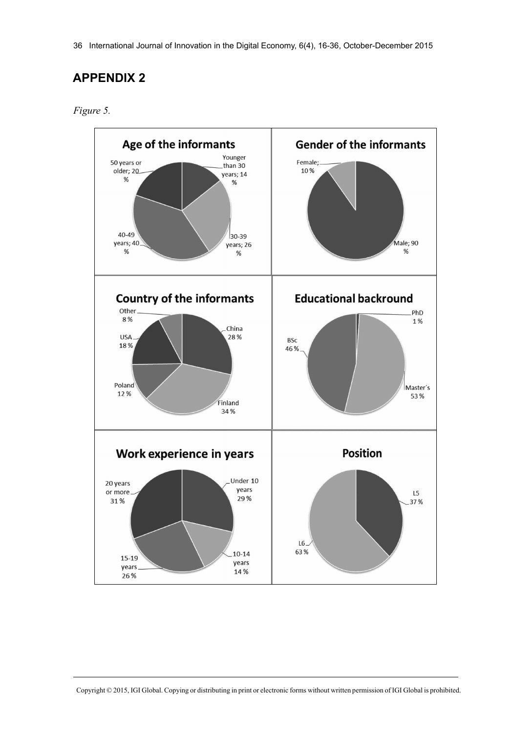## APPENDIX 2

*Figure 5.*

**Age of the informants**

Younger than 30 years; 14 %
30-39 years; 26 %
40-49 years; 40 %
50 years or older; 20 %

**Gender of the informants**

Female; 10 %
Male; 90 %

**Country of the informants**

China 28 %
Finland 34 %
Poland 12 %
USA 18 %
Other 8 %

**Educational backround**

PhD 1 %
Master´s 53 %
BSc 46 %

**Work experience in years**

Under 10 years 29 %
10-14 years 14 %
15-19 years 26 %
20 years or more 31 %

**Position**

L5 37 %
L6 63 %